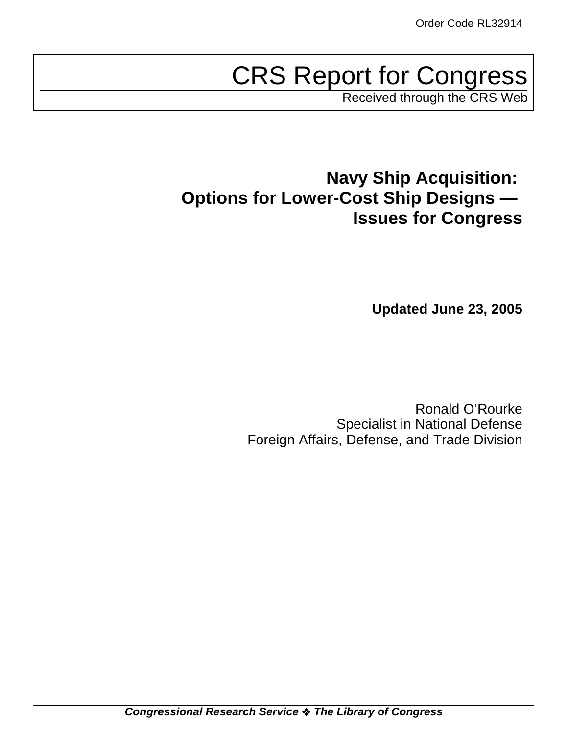Order Code RL32914

# CRS Report for Congress

Received through the CRS Web

## Navy Ship Acquisition: Options for Lower-Cost Ship Designs — Issues for Congress

**Updated June 23, 2005**

Ronald O'Rourke
Specialist in National Defense
Foreign Affairs, Defense, and Trade Division

***Congressional Research Service ❖ The Library of Congress***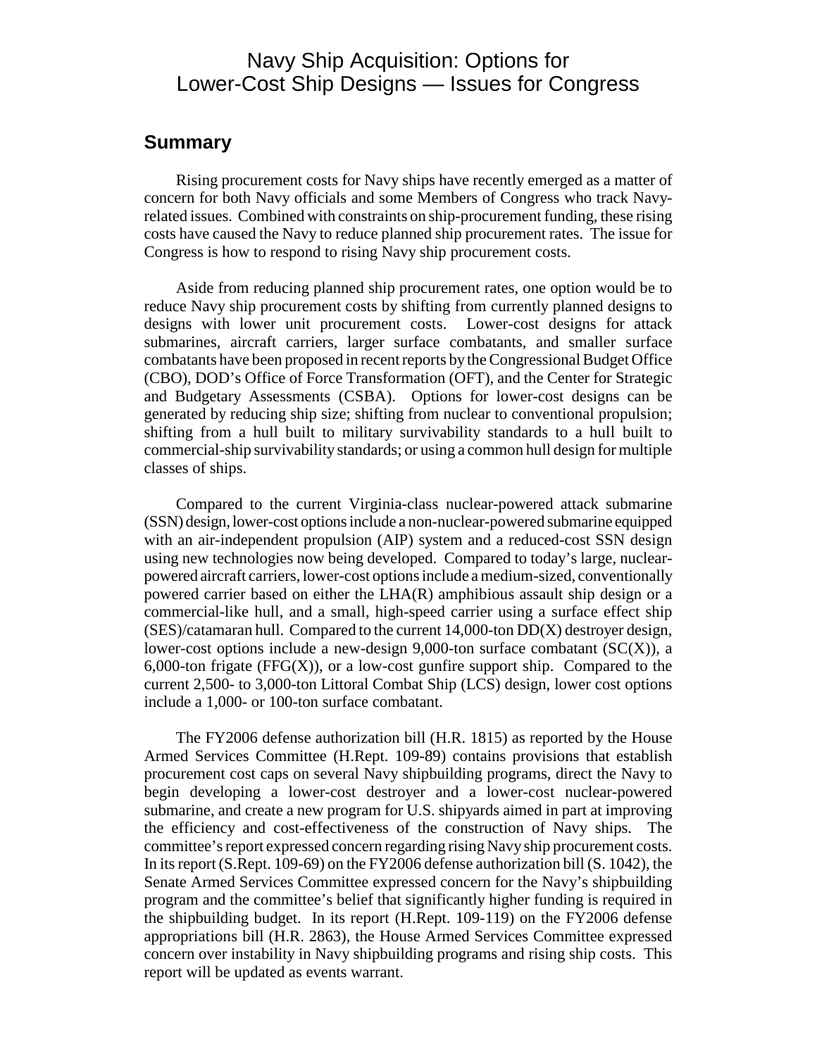# Navy Ship Acquisition: Options for Lower-Cost Ship Designs — Issues for Congress

## Summary

Rising procurement costs for Navy ships have recently emerged as a matter of concern for both Navy officials and some Members of Congress who track Navy-related issues. Combined with constraints on ship-procurement funding, these rising costs have caused the Navy to reduce planned ship procurement rates. The issue for Congress is how to respond to rising Navy ship procurement costs.

Aside from reducing planned ship procurement rates, one option would be to reduce Navy ship procurement costs by shifting from currently planned designs to designs with lower unit procurement costs. Lower-cost designs for attack submarines, aircraft carriers, larger surface combatants, and smaller surface combatants have been proposed in recent reports by the Congressional Budget Office (CBO), DOD's Office of Force Transformation (OFT), and the Center for Strategic and Budgetary Assessments (CSBA). Options for lower-cost designs can be generated by reducing ship size; shifting from nuclear to conventional propulsion; shifting from a hull built to military survivability standards to a hull built to commercial-ship survivability standards; or using a common hull design for multiple classes of ships.

Compared to the current Virginia-class nuclear-powered attack submarine (SSN) design, lower-cost options include a non-nuclear-powered submarine equipped with an air-independent propulsion (AIP) system and a reduced-cost SSN design using new technologies now being developed. Compared to today's large, nuclear-powered aircraft carriers, lower-cost options include a medium-sized, conventionally powered carrier based on either the LHA(R) amphibious assault ship design or a commercial-like hull, and a small, high-speed carrier using a surface effect ship (SES)/catamaran hull. Compared to the current 14,000-ton DD(X) destroyer design, lower-cost options include a new-design 9,000-ton surface combatant (SC(X)), a 6,000-ton frigate (FFG(X)), or a low-cost gunfire support ship. Compared to the current 2,500- to 3,000-ton Littoral Combat Ship (LCS) design, lower cost options include a 1,000- or 100-ton surface combatant.

The FY2006 defense authorization bill (H.R. 1815) as reported by the House Armed Services Committee (H.Rept. 109-89) contains provisions that establish procurement cost caps on several Navy shipbuilding programs, direct the Navy to begin developing a lower-cost destroyer and a lower-cost nuclear-powered submarine, and create a new program for U.S. shipyards aimed in part at improving the efficiency and cost-effectiveness of the construction of Navy ships. The committee's report expressed concern regarding rising Navy ship procurement costs. In its report (S.Rept. 109-69) on the FY2006 defense authorization bill (S. 1042), the Senate Armed Services Committee expressed concern for the Navy's shipbuilding program and the committee's belief that significantly higher funding is required in the shipbuilding budget. In its report (H.Rept. 109-119) on the FY2006 defense appropriations bill (H.R. 2863), the House Armed Services Committee expressed concern over instability in Navy shipbuilding programs and rising ship costs. This report will be updated as events warrant.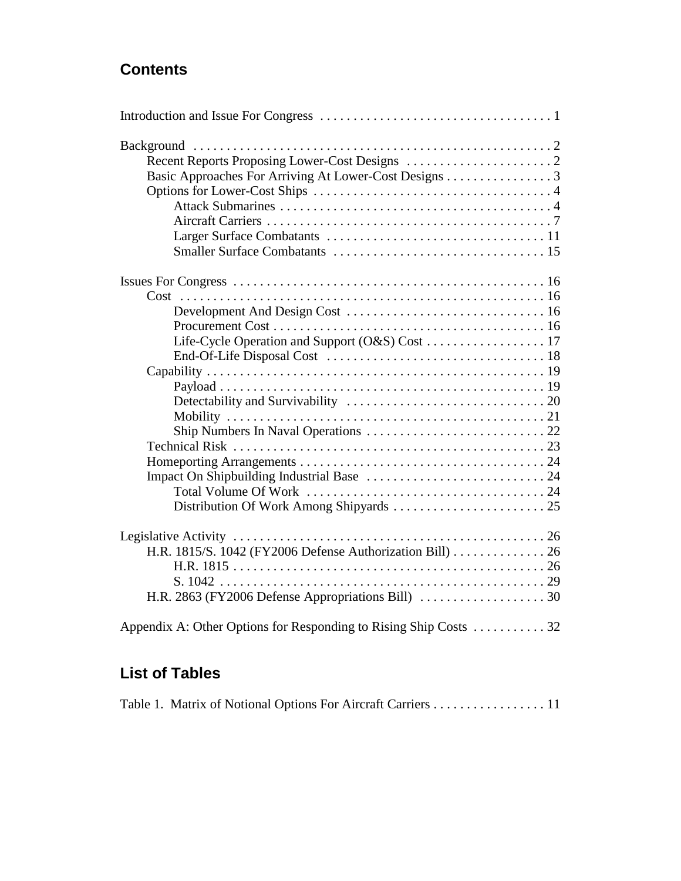## Contents

Introduction and Issue For Congress . . . . . . . . . . . . . . . . . . . . . . . . . . . . . . . . . . . 1

Background . . . . . . . . . . . . . . . . . . . . . . . . . . . . . . . . . . . . . . . . . . . . . . . . . . . . . 2
- Recent Reports Proposing Lower-Cost Designs . . . . . . . . . . . . . . . . . . . . . . 2
- Basic Approaches For Arriving At Lower-Cost Designs . . . . . . . . . . . . . . . . 3
- Options for Lower-Cost Ships . . . . . . . . . . . . . . . . . . . . . . . . . . . . . . . . . . . 4
  - Attack Submarines . . . . . . . . . . . . . . . . . . . . . . . . . . . . . . . . . . . . . . . . 4
  - Aircraft Carriers . . . . . . . . . . . . . . . . . . . . . . . . . . . . . . . . . . . . . . . . . . 7
  - Larger Surface Combatants . . . . . . . . . . . . . . . . . . . . . . . . . . . . . . . . . 11
  - Smaller Surface Combatants . . . . . . . . . . . . . . . . . . . . . . . . . . . . . . . . 15

Issues For Congress . . . . . . . . . . . . . . . . . . . . . . . . . . . . . . . . . . . . . . . . . . . . . . . 16
- Cost . . . . . . . . . . . . . . . . . . . . . . . . . . . . . . . . . . . . . . . . . . . . . . . . . . . . . . 16
  - Development And Design Cost . . . . . . . . . . . . . . . . . . . . . . . . . . . . . . 16
  - Procurement Cost . . . . . . . . . . . . . . . . . . . . . . . . . . . . . . . . . . . . . . . . . 16
  - Life-Cycle Operation and Support (O&S) Cost . . . . . . . . . . . . . . . . . . 17
  - End-Of-Life Disposal Cost . . . . . . . . . . . . . . . . . . . . . . . . . . . . . . . . . 18
- Capability . . . . . . . . . . . . . . . . . . . . . . . . . . . . . . . . . . . . . . . . . . . . . . . . . . 19
  - Payload . . . . . . . . . . . . . . . . . . . . . . . . . . . . . . . . . . . . . . . . . . . . . . . . . 19
  - Detectability and Survivability . . . . . . . . . . . . . . . . . . . . . . . . . . . . . . 20
  - Mobility . . . . . . . . . . . . . . . . . . . . . . . . . . . . . . . . . . . . . . . . . . . . . . . . 21
  - Ship Numbers In Naval Operations . . . . . . . . . . . . . . . . . . . . . . . . . . . 22
- Technical Risk . . . . . . . . . . . . . . . . . . . . . . . . . . . . . . . . . . . . . . . . . . . . . . . 23
- Homeporting Arrangements . . . . . . . . . . . . . . . . . . . . . . . . . . . . . . . . . . . . 24
- Impact On Shipbuilding Industrial Base . . . . . . . . . . . . . . . . . . . . . . . . . . . 24
  - Total Volume Of Work . . . . . . . . . . . . . . . . . . . . . . . . . . . . . . . . . . . . 24
  - Distribution Of Work Among Shipyards . . . . . . . . . . . . . . . . . . . . . . . 25

Legislative Activity . . . . . . . . . . . . . . . . . . . . . . . . . . . . . . . . . . . . . . . . . . . . . . . 26
- H.R. 1815/S. 1042 (FY2006 Defense Authorization Bill) . . . . . . . . . . . . . . 26
  - H.R. 1815 . . . . . . . . . . . . . . . . . . . . . . . . . . . . . . . . . . . . . . . . . . . . . . . 26
  - S. 1042 . . . . . . . . . . . . . . . . . . . . . . . . . . . . . . . . . . . . . . . . . . . . . . . . . 29
- H.R. 2863 (FY2006 Defense Appropriations Bill) . . . . . . . . . . . . . . . . . . . 30

Appendix A: Other Options for Responding to Rising Ship Costs . . . . . . . . . . . 32

## List of Tables

Table 1. Matrix of Notional Options For Aircraft Carriers . . . . . . . . . . . . . . . . . 11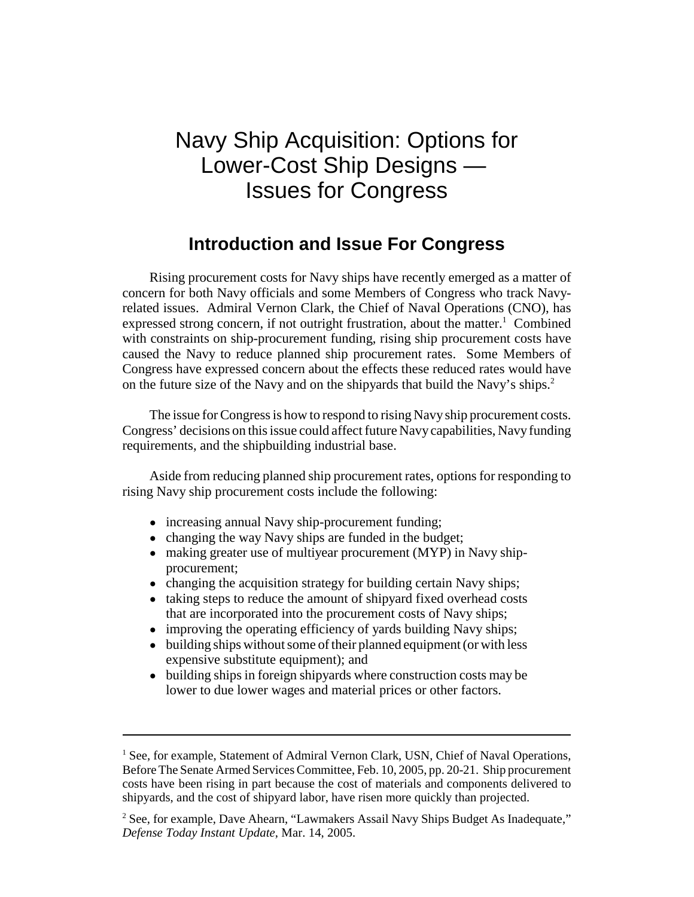# Navy Ship Acquisition: Options for Lower-Cost Ship Designs — Issues for Congress

## Introduction and Issue For Congress

Rising procurement costs for Navy ships have recently emerged as a matter of concern for both Navy officials and some Members of Congress who track Navy-related issues. Admiral Vernon Clark, the Chief of Naval Operations (CNO), has expressed strong concern, if not outright frustration, about the matter.[1] Combined with constraints on ship-procurement funding, rising ship procurement costs have caused the Navy to reduce planned ship procurement rates. Some Members of Congress have expressed concern about the effects these reduced rates would have on the future size of the Navy and on the shipyards that build the Navy's ships.[2]

The issue for Congress is how to respond to rising Navy ship procurement costs. Congress' decisions on this issue could affect future Navy capabilities, Navy funding requirements, and the shipbuilding industrial base.

Aside from reducing planned ship procurement rates, options for responding to rising Navy ship procurement costs include the following:

- increasing annual Navy ship-procurement funding;
- changing the way Navy ships are funded in the budget;
- making greater use of multiyear procurement (MYP) in Navy ship-procurement;
- changing the acquisition strategy for building certain Navy ships;
- taking steps to reduce the amount of shipyard fixed overhead costs that are incorporated into the procurement costs of Navy ships;
- improving the operating efficiency of yards building Navy ships;
- building ships without some of their planned equipment (or with less expensive substitute equipment); and
- building ships in foreign shipyards where construction costs may be lower to due lower wages and material prices or other factors.

---

[1] See, for example, Statement of Admiral Vernon Clark, USN, Chief of Naval Operations, Before The Senate Armed Services Committee, Feb. 10, 2005, pp. 20-21. Ship procurement costs have been rising in part because the cost of materials and components delivered to shipyards, and the cost of shipyard labor, have risen more quickly than projected.

[2] See, for example, Dave Ahearn, "Lawmakers Assail Navy Ships Budget As Inadequate," *Defense Today Instant Update*, Mar. 14, 2005.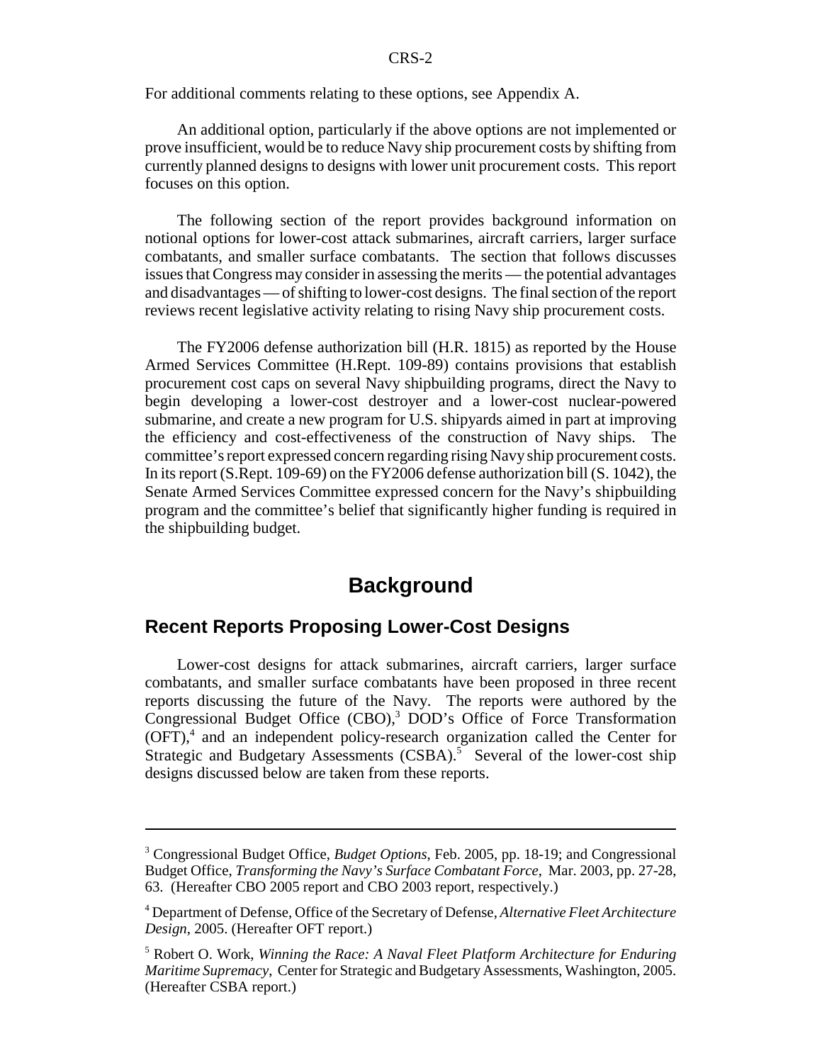For additional comments relating to these options, see Appendix A.

An additional option, particularly if the above options are not implemented or prove insufficient, would be to reduce Navy ship procurement costs by shifting from currently planned designs to designs with lower unit procurement costs. This report focuses on this option.

The following section of the report provides background information on notional options for lower-cost attack submarines, aircraft carriers, larger surface combatants, and smaller surface combatants. The section that follows discusses issues that Congress may consider in assessing the merits — the potential advantages and disadvantages — of shifting to lower-cost designs. The final section of the report reviews recent legislative activity relating to rising Navy ship procurement costs.

The FY2006 defense authorization bill (H.R. 1815) as reported by the House Armed Services Committee (H.Rept. 109-89) contains provisions that establish procurement cost caps on several Navy shipbuilding programs, direct the Navy to begin developing a lower-cost destroyer and a lower-cost nuclear-powered submarine, and create a new program for U.S. shipyards aimed in part at improving the efficiency and cost-effectiveness of the construction of Navy ships. The committee's report expressed concern regarding rising Navy ship procurement costs. In its report (S.Rept. 109-69) on the FY2006 defense authorization bill (S. 1042), the Senate Armed Services Committee expressed concern for the Navy's shipbuilding program and the committee's belief that significantly higher funding is required in the shipbuilding budget.

# Background

## Recent Reports Proposing Lower-Cost Designs

Lower-cost designs for attack submarines, aircraft carriers, larger surface combatants, and smaller surface combatants have been proposed in three recent reports discussing the future of the Navy. The reports were authored by the Congressional Budget Office (CBO),[3] DOD's Office of Force Transformation (OFT),[4] and an independent policy-research organization called the Center for Strategic and Budgetary Assessments (CSBA).[5] Several of the lower-cost ship designs discussed below are taken from these reports.

---

[3] Congressional Budget Office, *Budget Options*, Feb. 2005, pp. 18-19; and Congressional Budget Office, *Transforming the Navy's Surface Combatant Force*, Mar. 2003, pp. 27-28, 63. (Hereafter CBO 2005 report and CBO 2003 report, respectively.)

[4] Department of Defense, Office of the Secretary of Defense, *Alternative Fleet Architecture Design*, 2005. (Hereafter OFT report.)

[5] Robert O. Work, *Winning the Race: A Naval Fleet Platform Architecture for Enduring Maritime Supremacy*, Center for Strategic and Budgetary Assessments, Washington, 2005. (Hereafter CSBA report.)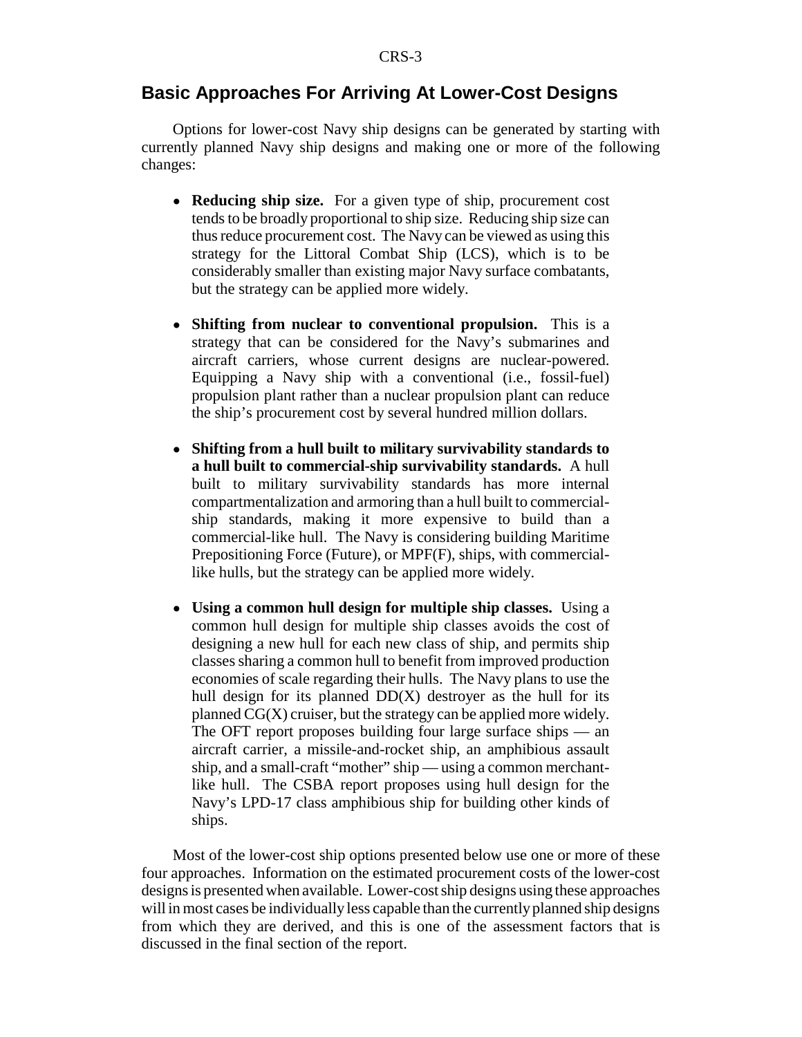## Basic Approaches For Arriving At Lower-Cost Designs

Options for lower-cost Navy ship designs can be generated by starting with currently planned Navy ship designs and making one or more of the following changes:

- **Reducing ship size.** For a given type of ship, procurement cost tends to be broadly proportional to ship size. Reducing ship size can thus reduce procurement cost. The Navy can be viewed as using this strategy for the Littoral Combat Ship (LCS), which is to be considerably smaller than existing major Navy surface combatants, but the strategy can be applied more widely.

- **Shifting from nuclear to conventional propulsion.** This is a strategy that can be considered for the Navy's submarines and aircraft carriers, whose current designs are nuclear-powered. Equipping a Navy ship with a conventional (i.e., fossil-fuel) propulsion plant rather than a nuclear propulsion plant can reduce the ship's procurement cost by several hundred million dollars.

- **Shifting from a hull built to military survivability standards to a hull built to commercial-ship survivability standards.** A hull built to military survivability standards has more internal compartmentalization and armoring than a hull built to commercial-ship standards, making it more expensive to build than a commercial-like hull. The Navy is considering building Maritime Prepositioning Force (Future), or MPF(F), ships, with commercial-like hulls, but the strategy can be applied more widely.

- **Using a common hull design for multiple ship classes.** Using a common hull design for multiple ship classes avoids the cost of designing a new hull for each new class of ship, and permits ship classes sharing a common hull to benefit from improved production economies of scale regarding their hulls. The Navy plans to use the hull design for its planned DD(X) destroyer as the hull for its planned CG(X) cruiser, but the strategy can be applied more widely. The OFT report proposes building four large surface ships — an aircraft carrier, a missile-and-rocket ship, an amphibious assault ship, and a small-craft "mother" ship — using a common merchant-like hull. The CSBA report proposes using hull design for the Navy's LPD-17 class amphibious ship for building other kinds of ships.

Most of the lower-cost ship options presented below use one or more of these four approaches. Information on the estimated procurement costs of the lower-cost designs is presented when available. Lower-cost ship designs using these approaches will in most cases be individually less capable than the currently planned ship designs from which they are derived, and this is one of the assessment factors that is discussed in the final section of the report.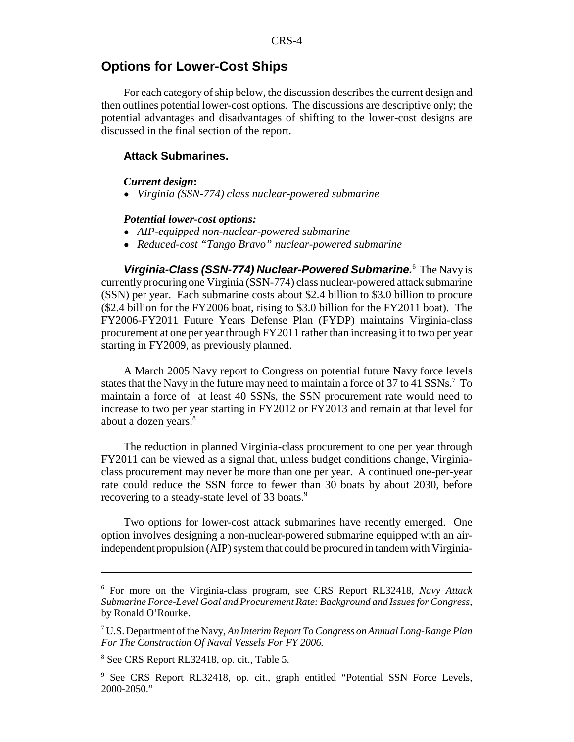## Options for Lower-Cost Ships

For each category of ship below, the discussion describes the current design and then outlines potential lower-cost options. The discussions are descriptive only; the potential advantages and disadvantages of shifting to the lower-cost designs are discussed in the final section of the report.

### Attack Submarines.

***Current design*:**

- *Virginia (SSN-774) class nuclear-powered submarine*

***Potential lower-cost options:***

- *AIP-equipped non-nuclear-powered submarine*
- *Reduced-cost "Tango Bravo" nuclear-powered submarine*

***Virginia-Class (SSN-774) Nuclear-Powered Submarine.***[6] The Navy is currently procuring one Virginia (SSN-774) class nuclear-powered attack submarine (SSN) per year. Each submarine costs about $2.4 billion to $3.0 billion to procure ($2.4 billion for the FY2006 boat, rising to $3.0 billion for the FY2011 boat). The FY2006-FY2011 Future Years Defense Plan (FYDP) maintains Virginia-class procurement at one per year through FY2011 rather than increasing it to two per year starting in FY2009, as previously planned.

A March 2005 Navy report to Congress on potential future Navy force levels states that the Navy in the future may need to maintain a force of 37 to 41 SSNs.[7] To maintain a force of at least 40 SSNs, the SSN procurement rate would need to increase to two per year starting in FY2012 or FY2013 and remain at that level for about a dozen years.[8]

The reduction in planned Virginia-class procurement to one per year through FY2011 can be viewed as a signal that, unless budget conditions change, Virginia-class procurement may never be more than one per year. A continued one-per-year rate could reduce the SSN force to fewer than 30 boats by about 2030, before recovering to a steady-state level of 33 boats.[9]

Two options for lower-cost attack submarines have recently emerged. One option involves designing a non-nuclear-powered submarine equipped with an air-independent propulsion (AIP) system that could be procured in tandem with Virginia-

---

[6] For more on the Virginia-class program, see CRS Report RL32418, *Navy Attack Submarine Force-Level Goal and Procurement Rate: Background and Issues for Congress*, by Ronald O'Rourke.

[7] U.S. Department of the Navy, *An Interim Report To Congress on Annual Long-Range Plan For The Construction Of Naval Vessels For FY 2006.*

[8] See CRS Report RL32418, op. cit., Table 5.

[9] See CRS Report RL32418, op. cit., graph entitled "Potential SSN Force Levels, 2000-2050."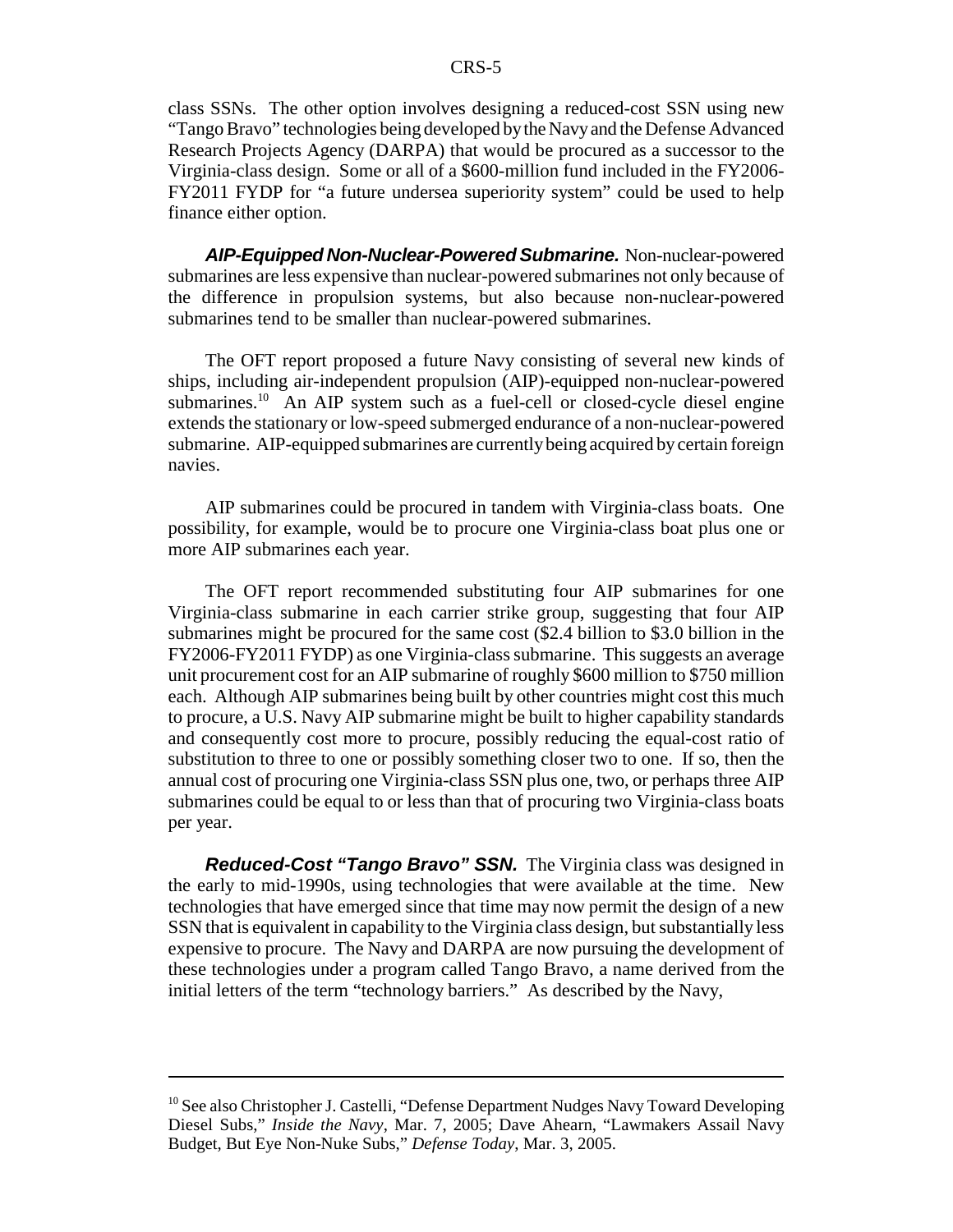class SSNs. The other option involves designing a reduced-cost SSN using new "Tango Bravo" technologies being developed by the Navy and the Defense Advanced Research Projects Agency (DARPA) that would be procured as a successor to the Virginia-class design. Some or all of a $600-million fund included in the FY2006-FY2011 FYDP for "a future undersea superiority system" could be used to help finance either option.

***AIP-Equipped Non-Nuclear-Powered Submarine.*** Non-nuclear-powered submarines are less expensive than nuclear-powered submarines not only because of the difference in propulsion systems, but also because non-nuclear-powered submarines tend to be smaller than nuclear-powered submarines.

The OFT report proposed a future Navy consisting of several new kinds of ships, including air-independent propulsion (AIP)-equipped non-nuclear-powered submarines.[10] An AIP system such as a fuel-cell or closed-cycle diesel engine extends the stationary or low-speed submerged endurance of a non-nuclear-powered submarine. AIP-equipped submarines are currently being acquired by certain foreign navies.

AIP submarines could be procured in tandem with Virginia-class boats. One possibility, for example, would be to procure one Virginia-class boat plus one or more AIP submarines each year.

The OFT report recommended substituting four AIP submarines for one Virginia-class submarine in each carrier strike group, suggesting that four AIP submarines might be procured for the same cost ($2.4 billion to $3.0 billion in the FY2006-FY2011 FYDP) as one Virginia-class submarine. This suggests an average unit procurement cost for an AIP submarine of roughly $600 million to $750 million each. Although AIP submarines being built by other countries might cost this much to procure, a U.S. Navy AIP submarine might be built to higher capability standards and consequently cost more to procure, possibly reducing the equal-cost ratio of substitution to three to one or possibly something closer two to one. If so, then the annual cost of procuring one Virginia-class SSN plus one, two, or perhaps three AIP submarines could be equal to or less than that of procuring two Virginia-class boats per year.

***Reduced-Cost "Tango Bravo" SSN.*** The Virginia class was designed in the early to mid-1990s, using technologies that were available at the time. New technologies that have emerged since that time may now permit the design of a new SSN that is equivalent in capability to the Virginia class design, but substantially less expensive to procure. The Navy and DARPA are now pursuing the development of these technologies under a program called Tango Bravo, a name derived from the initial letters of the term "technology barriers." As described by the Navy,

---

[10] See also Christopher J. Castelli, "Defense Department Nudges Navy Toward Developing Diesel Subs," *Inside the Navy*, Mar. 7, 2005; Dave Ahearn, "Lawmakers Assail Navy Budget, But Eye Non-Nuke Subs," *Defense Today*, Mar. 3, 2005.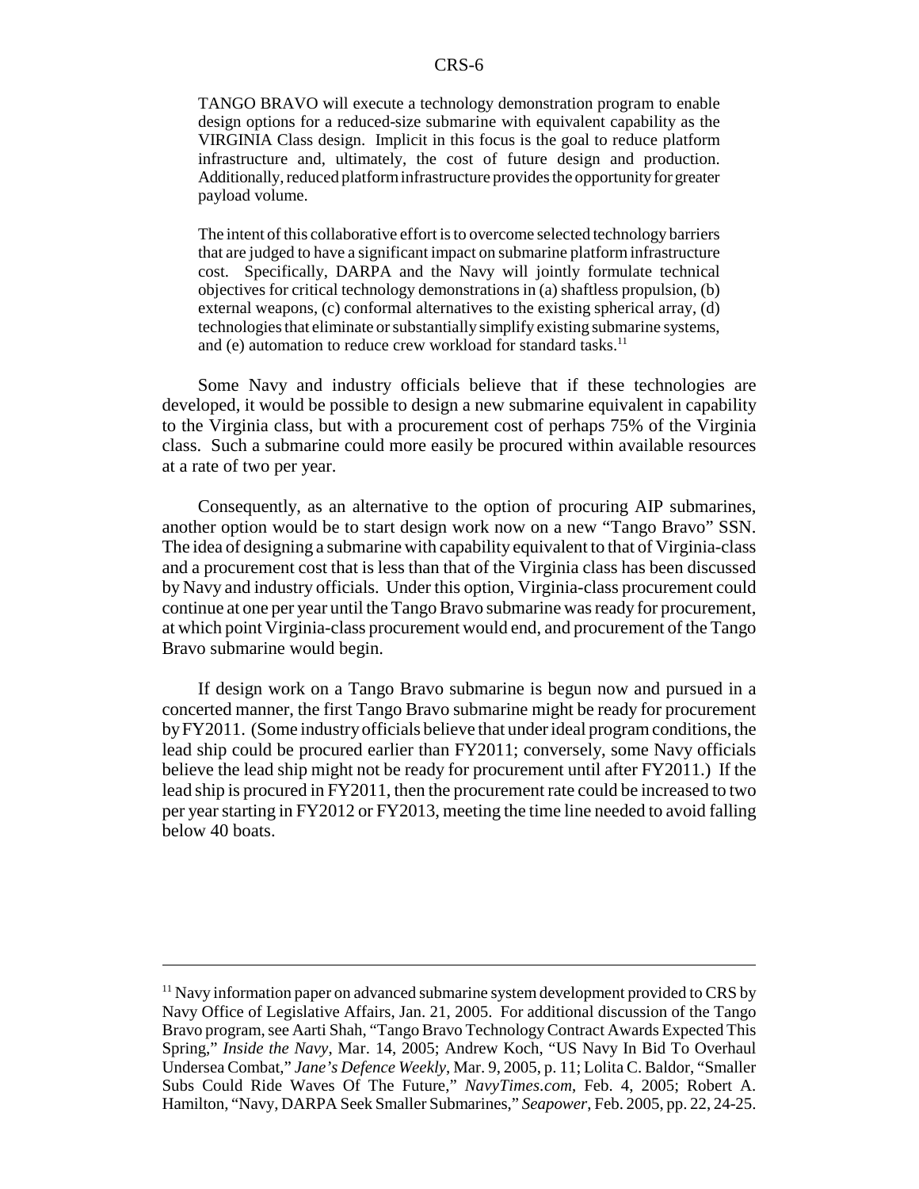> TANGO BRAVO will execute a technology demonstration program to enable design options for a reduced-size submarine with equivalent capability as the VIRGINIA Class design. Implicit in this focus is the goal to reduce platform infrastructure and, ultimately, the cost of future design and production. Additionally, reduced platform infrastructure provides the opportunity for greater payload volume.
>
> The intent of this collaborative effort is to overcome selected technology barriers that are judged to have a significant impact on submarine platform infrastructure cost. Specifically, DARPA and the Navy will jointly formulate technical objectives for critical technology demonstrations in (a) shaftless propulsion, (b) external weapons, (c) conformal alternatives to the existing spherical array, (d) technologies that eliminate or substantially simplify existing submarine systems, and (e) automation to reduce crew workload for standard tasks.[11]

Some Navy and industry officials believe that if these technologies are developed, it would be possible to design a new submarine equivalent in capability to the Virginia class, but with a procurement cost of perhaps 75% of the Virginia class. Such a submarine could more easily be procured within available resources at a rate of two per year.

Consequently, as an alternative to the option of procuring AIP submarines, another option would be to start design work now on a new "Tango Bravo" SSN. The idea of designing a submarine with capability equivalent to that of Virginia-class and a procurement cost that is less than that of the Virginia class has been discussed by Navy and industry officials. Under this option, Virginia-class procurement could continue at one per year until the Tango Bravo submarine was ready for procurement, at which point Virginia-class procurement would end, and procurement of the Tango Bravo submarine would begin.

If design work on a Tango Bravo submarine is begun now and pursued in a concerted manner, the first Tango Bravo submarine might be ready for procurement by FY2011. (Some industry officials believe that under ideal program conditions, the lead ship could be procured earlier than FY2011; conversely, some Navy officials believe the lead ship might not be ready for procurement until after FY2011.) If the lead ship is procured in FY2011, then the procurement rate could be increased to two per year starting in FY2012 or FY2013, meeting the time line needed to avoid falling below 40 boats.

---

[11] Navy information paper on advanced submarine system development provided to CRS by Navy Office of Legislative Affairs, Jan. 21, 2005. For additional discussion of the Tango Bravo program, see Aarti Shah, "Tango Bravo Technology Contract Awards Expected This Spring," *Inside the Navy*, Mar. 14, 2005; Andrew Koch, "US Navy In Bid To Overhaul Undersea Combat," *Jane's Defence Weekly*, Mar. 9, 2005, p. 11; Lolita C. Baldor, "Smaller Subs Could Ride Waves Of The Future," *NavyTimes.com*, Feb. 4, 2005; Robert A. Hamilton, "Navy, DARPA Seek Smaller Submarines," *Seapower*, Feb. 2005, pp. 22, 24-25.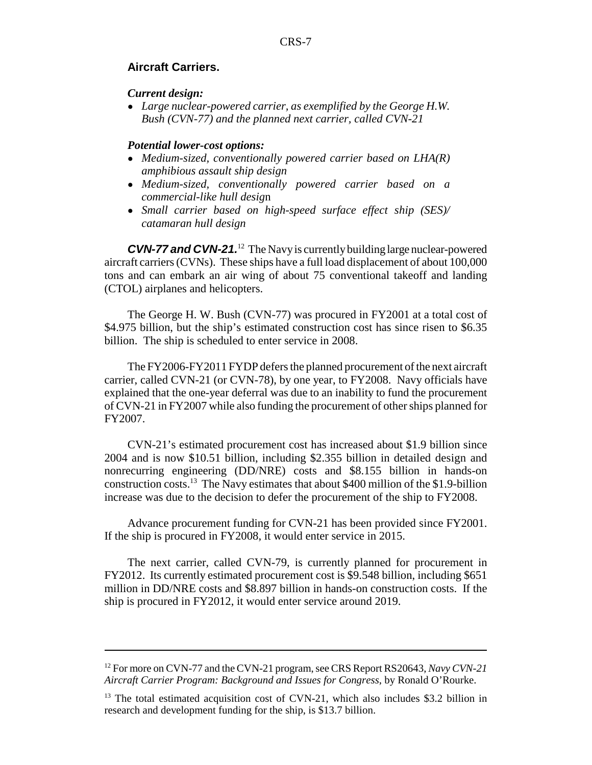### Aircraft Carriers.

***Current design:***

- *Large nuclear-powered carrier, as exemplified by the George H.W. Bush (CVN-77) and the planned next carrier, called CVN-21*

***Potential lower-cost options:***

- *Medium-sized, conventionally powered carrier based on LHA(R) amphibious assault ship design*
- *Medium-sized, conventionally powered carrier based on a commercial-like hull design*
- *Small carrier based on high-speed surface effect ship (SES)/ catamaran hull design*

***CVN-77 and CVN-21.***[12] The Navy is currently building large nuclear-powered aircraft carriers (CVNs). These ships have a full load displacement of about 100,000 tons and can embark an air wing of about 75 conventional takeoff and landing (CTOL) airplanes and helicopters.

The George H. W. Bush (CVN-77) was procured in FY2001 at a total cost of $4.975 billion, but the ship's estimated construction cost has since risen to $6.35 billion. The ship is scheduled to enter service in 2008.

The FY2006-FY2011 FYDP defers the planned procurement of the next aircraft carrier, called CVN-21 (or CVN-78), by one year, to FY2008. Navy officials have explained that the one-year deferral was due to an inability to fund the procurement of CVN-21 in FY2007 while also funding the procurement of other ships planned for FY2007.

CVN-21's estimated procurement cost has increased about $1.9 billion since 2004 and is now $10.51 billion, including $2.355 billion in detailed design and nonrecurring engineering (DD/NRE) costs and $8.155 billion in hands-on construction costs.[13] The Navy estimates that about $400 million of the $1.9-billion increase was due to the decision to defer the procurement of the ship to FY2008.

Advance procurement funding for CVN-21 has been provided since FY2001. If the ship is procured in FY2008, it would enter service in 2015.

The next carrier, called CVN-79, is currently planned for procurement in FY2012. Its currently estimated procurement cost is $9.548 billion, including $651 million in DD/NRE costs and $8.897 billion in hands-on construction costs. If the ship is procured in FY2012, it would enter service around 2019.

---

[12] For more on CVN-77 and the CVN-21 program, see CRS Report RS20643, *Navy CVN-21 Aircraft Carrier Program: Background and Issues for Congress*, by Ronald O'Rourke.

[13] The total estimated acquisition cost of CVN-21, which also includes $3.2 billion in research and development funding for the ship, is $13.7 billion.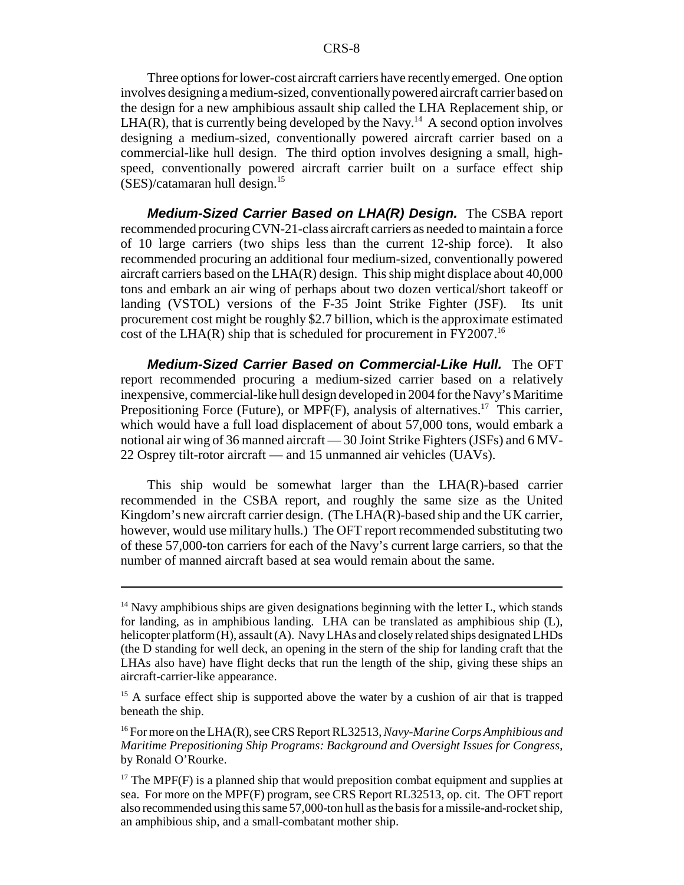Three options for lower-cost aircraft carriers have recently emerged. One option involves designing a medium-sized, conventionally powered aircraft carrier based on the design for a new amphibious assault ship called the LHA Replacement ship, or LHA(R), that is currently being developed by the Navy.[14] A second option involves designing a medium-sized, conventionally powered aircraft carrier based on a commercial-like hull design. The third option involves designing a small, high-speed, conventionally powered aircraft carrier built on a surface effect ship (SES)/catamaran hull design.[15]

***Medium-Sized Carrier Based on LHA(R) Design.*** The CSBA report recommended procuring CVN-21-class aircraft carriers as needed to maintain a force of 10 large carriers (two ships less than the current 12-ship force). It also recommended procuring an additional four medium-sized, conventionally powered aircraft carriers based on the LHA(R) design. This ship might displace about 40,000 tons and embark an air wing of perhaps about two dozen vertical/short takeoff or landing (VSTOL) versions of the F-35 Joint Strike Fighter (JSF). Its unit procurement cost might be roughly $2.7 billion, which is the approximate estimated cost of the LHA(R) ship that is scheduled for procurement in FY2007.[16]

***Medium-Sized Carrier Based on Commercial-Like Hull.*** The OFT report recommended procuring a medium-sized carrier based on a relatively inexpensive, commercial-like hull design developed in 2004 for the Navy's Maritime Prepositioning Force (Future), or MPF(F), analysis of alternatives.[17] This carrier, which would have a full load displacement of about 57,000 tons, would embark a notional air wing of 36 manned aircraft — 30 Joint Strike Fighters (JSFs) and 6 MV-22 Osprey tilt-rotor aircraft — and 15 unmanned air vehicles (UAVs).

This ship would be somewhat larger than the LHA(R)-based carrier recommended in the CSBA report, and roughly the same size as the United Kingdom's new aircraft carrier design. (The LHA(R)-based ship and the UK carrier, however, would use military hulls.) The OFT report recommended substituting two of these 57,000-ton carriers for each of the Navy's current large carriers, so that the number of manned aircraft based at sea would remain about the same.

---

[14] Navy amphibious ships are given designations beginning with the letter L, which stands for landing, as in amphibious landing. LHA can be translated as amphibious ship (L), helicopter platform (H), assault (A). Navy LHAs and closely related ships designated LHDs (the D standing for well deck, an opening in the stern of the ship for landing craft that the LHAs also have) have flight decks that run the length of the ship, giving these ships an aircraft-carrier-like appearance.

[15] A surface effect ship is supported above the water by a cushion of air that is trapped beneath the ship.

[16] For more on the LHA(R), see CRS Report RL32513, *Navy-Marine Corps Amphibious and Maritime Prepositioning Ship Programs: Background and Oversight Issues for Congress*, by Ronald O'Rourke.

[17] The MPF(F) is a planned ship that would preposition combat equipment and supplies at sea. For more on the MPF(F) program, see CRS Report RL32513, op. cit. The OFT report also recommended using this same 57,000-ton hull as the basis for a missile-and-rocket ship, an amphibious ship, and a small-combatant mother ship.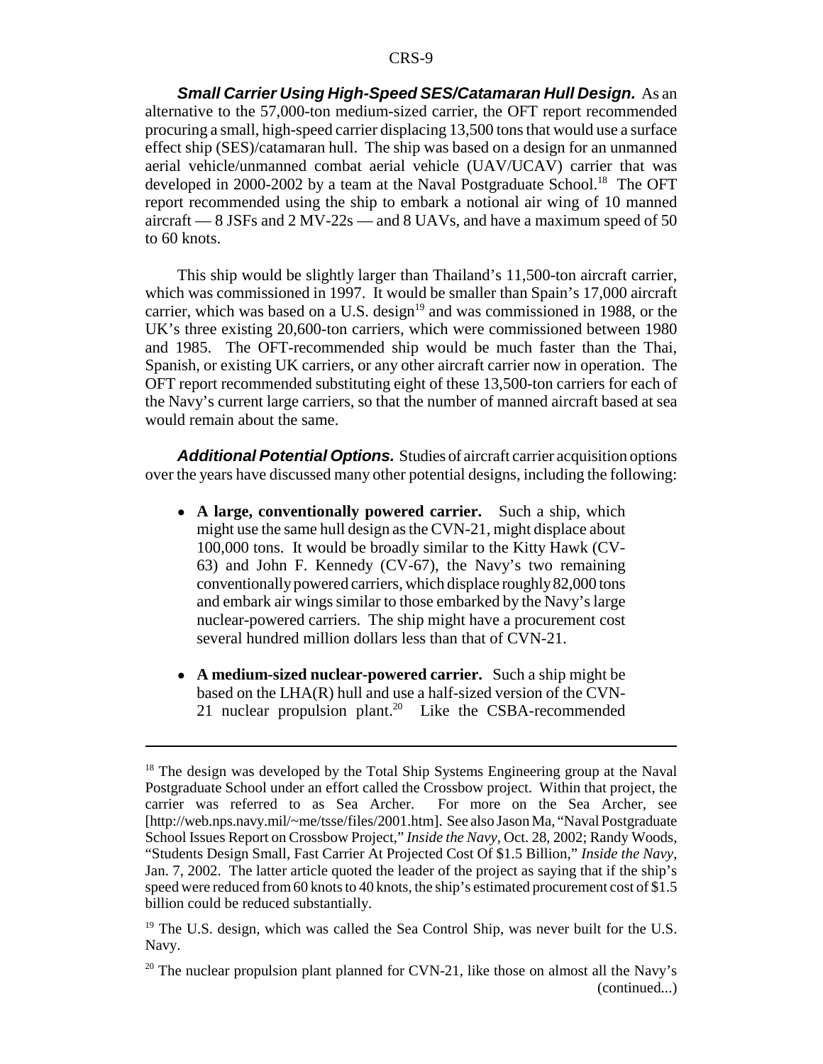***Small Carrier Using High-Speed SES/Catamaran Hull Design.*** As an alternative to the 57,000-ton medium-sized carrier, the OFT report recommended procuring a small, high-speed carrier displacing 13,500 tons that would use a surface effect ship (SES)/catamaran hull. The ship was based on a design for an unmanned aerial vehicle/unmanned combat aerial vehicle (UAV/UCAV) carrier that was developed in 2000-2002 by a team at the Naval Postgraduate School.[18] The OFT report recommended using the ship to embark a notional air wing of 10 manned aircraft — 8 JSFs and 2 MV-22s — and 8 UAVs, and have a maximum speed of 50 to 60 knots.

This ship would be slightly larger than Thailand's 11,500-ton aircraft carrier, which was commissioned in 1997. It would be smaller than Spain's 17,000 aircraft carrier, which was based on a U.S. design[19] and was commissioned in 1988, or the UK's three existing 20,600-ton carriers, which were commissioned between 1980 and 1985. The OFT-recommended ship would be much faster than the Thai, Spanish, or existing UK carriers, or any other aircraft carrier now in operation. The OFT report recommended substituting eight of these 13,500-ton carriers for each of the Navy's current large carriers, so that the number of manned aircraft based at sea would remain about the same.

***Additional Potential Options.*** Studies of aircraft carrier acquisition options over the years have discussed many other potential designs, including the following:

- **A large, conventionally powered carrier.** Such a ship, which might use the same hull design as the CVN-21, might displace about 100,000 tons. It would be broadly similar to the Kitty Hawk (CV-63) and John F. Kennedy (CV-67), the Navy's two remaining conventionally powered carriers, which displace roughly 82,000 tons and embark air wings similar to those embarked by the Navy's large nuclear-powered carriers. The ship might have a procurement cost several hundred million dollars less than that of CVN-21.

- **A medium-sized nuclear-powered carrier.** Such a ship might be based on the LHA(R) hull and use a half-sized version of the CVN-21 nuclear propulsion plant.[20] Like the CSBA-recommended

---

[18] The design was developed by the Total Ship Systems Engineering group at the Naval Postgraduate School under an effort called the Crossbow project. Within that project, the carrier was referred to as Sea Archer. For more on the Sea Archer, see [http://web.nps.navy.mil/~me/tsse/files/2001.htm]. See also Jason Ma, "Naval Postgraduate School Issues Report on Crossbow Project," *Inside the Navy*, Oct. 28, 2002; Randy Woods, "Students Design Small, Fast Carrier At Projected Cost Of $1.5 Billion," *Inside the Navy*, Jan. 7, 2002. The latter article quoted the leader of the project as saying that if the ship's speed were reduced from 60 knots to 40 knots, the ship's estimated procurement cost of $1.5 billion could be reduced substantially.

[19] The U.S. design, which was called the Sea Control Ship, was never built for the U.S. Navy.

[20] The nuclear propulsion plant planned for CVN-21, like those on almost all the Navy's (continued...)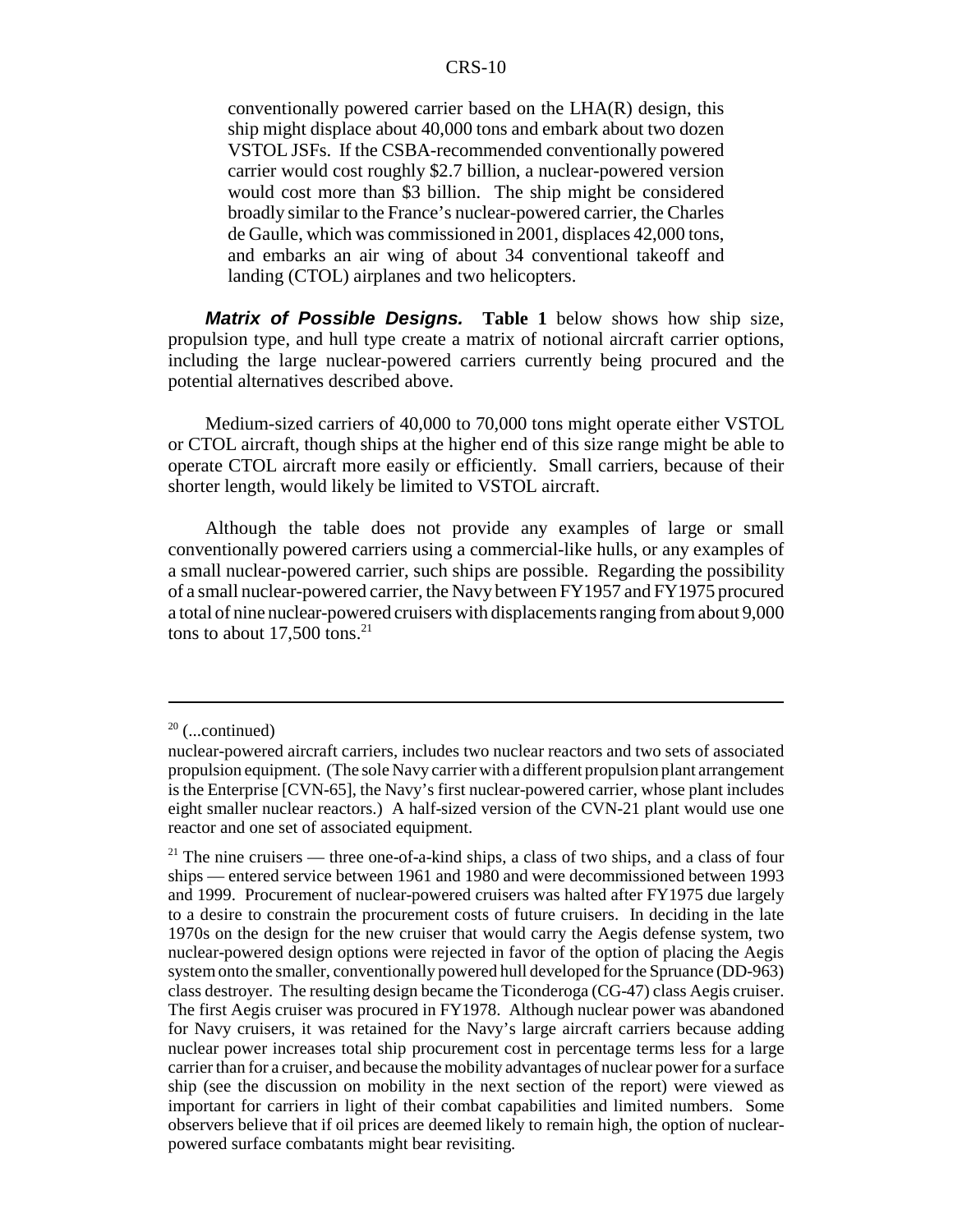conventionally powered carrier based on the LHA(R) design, this ship might displace about 40,000 tons and embark about two dozen VSTOL JSFs. If the CSBA-recommended conventionally powered carrier would cost roughly \$2.7 billion, a nuclear-powered version would cost more than \$3 billion. The ship might be considered broadly similar to the France's nuclear-powered carrier, the Charles de Gaulle, which was commissioned in 2001, displaces 42,000 tons, and embarks an air wing of about 34 conventional takeoff and landing (CTOL) airplanes and two helicopters.

***Matrix of Possible Designs.*** **Table 1** below shows how ship size, propulsion type, and hull type create a matrix of notional aircraft carrier options, including the large nuclear-powered carriers currently being procured and the potential alternatives described above.

Medium-sized carriers of 40,000 to 70,000 tons might operate either VSTOL or CTOL aircraft, though ships at the higher end of this size range might be able to operate CTOL aircraft more easily or efficiently. Small carriers, because of their shorter length, would likely be limited to VSTOL aircraft.

Although the table does not provide any examples of large or small conventionally powered carriers using a commercial-like hulls, or any examples of a small nuclear-powered carrier, such ships are possible. Regarding the possibility of a small nuclear-powered carrier, the Navy between FY1957 and FY1975 procured a total of nine nuclear-powered cruisers with displacements ranging from about 9,000 tons to about 17,500 tons.[21]

---

[20] (...continued)
nuclear-powered aircraft carriers, includes two nuclear reactors and two sets of associated propulsion equipment. (The sole Navy carrier with a different propulsion plant arrangement is the Enterprise [CVN-65], the Navy's first nuclear-powered carrier, whose plant includes eight smaller nuclear reactors.) A half-sized version of the CVN-21 plant would use one reactor and one set of associated equipment.

[21] The nine cruisers — three one-of-a-kind ships, a class of two ships, and a class of four ships — entered service between 1961 and 1980 and were decommissioned between 1993 and 1999. Procurement of nuclear-powered cruisers was halted after FY1975 due largely to a desire to constrain the procurement costs of future cruisers. In deciding in the late 1970s on the design for the new cruiser that would carry the Aegis defense system, two nuclear-powered design options were rejected in favor of the option of placing the Aegis system onto the smaller, conventionally powered hull developed for the Spruance (DD-963) class destroyer. The resulting design became the Ticonderoga (CG-47) class Aegis cruiser. The first Aegis cruiser was procured in FY1978. Although nuclear power was abandoned for Navy cruisers, it was retained for the Navy's large aircraft carriers because adding nuclear power increases total ship procurement cost in percentage terms less for a large carrier than for a cruiser, and because the mobility advantages of nuclear power for a surface ship (see the discussion on mobility in the next section of the report) were viewed as important for carriers in light of their combat capabilities and limited numbers. Some observers believe that if oil prices are deemed likely to remain high, the option of nuclear-powered surface combatants might bear revisiting.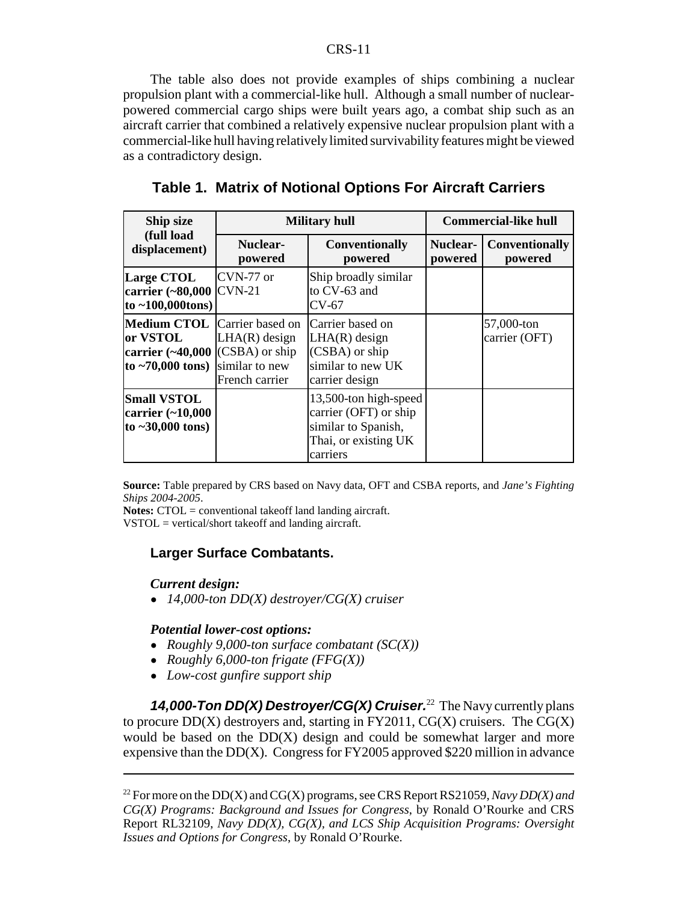The table also does not provide examples of ships combining a nuclear propulsion plant with a commercial-like hull. Although a small number of nuclear-powered commercial cargo ships were built years ago, a combat ship such as an aircraft carrier that combined a relatively expensive nuclear propulsion plant with a commercial-like hull having relatively limited survivability features might be viewed as a contradictory design.

**Table 1. Matrix of Notional Options For Aircraft Carriers**

| Ship size (full load displacement) | Military hull | | Commercial-like hull | |
|---|---|---|---|---|
| | **Nuclear-powered** | **Conventionally powered** | **Nuclear-powered** | **Conventionally powered** |
| **Large CTOL carrier (~80,000 to ~100,000tons)** | CVN-77 or CVN-21 | Ship broadly similar to CV-63 and CV-67 | | |
| **Medium CTOL or VSTOL carrier (~40,000 to ~70,000 tons)** | Carrier based on LHA(R) design (CSBA) or ship similar to new French carrier | Carrier based on LHA(R) design (CSBA) or ship similar to new UK carrier design | | 57,000-ton carrier (OFT) |
| **Small VSTOL carrier (~10,000 to ~30,000 tons)** | | 13,500-ton high-speed carrier (OFT) or ship similar to Spanish, Thai, or existing UK carriers | | |

**Source:** Table prepared by CRS based on Navy data, OFT and CSBA reports, and *Jane's Fighting Ships 2004-2005*.
**Notes:** CTOL = conventional takeoff land landing aircraft.
VSTOL = vertical/short takeoff and landing aircraft.

### Larger Surface Combatants.

***Current design:***

- *14,000-ton DD(X) destroyer/CG(X) cruiser*

***Potential lower-cost options:***

- *Roughly 9,000-ton surface combatant (SC(X))*
- *Roughly 6,000-ton frigate (FFG(X))*
- *Low-cost gunfire support ship*

***14,000-Ton DD(X) Destroyer/CG(X) Cruiser.***[22] The Navy currently plans to procure DD(X) destroyers and, starting in FY2011, CG(X) cruisers. The CG(X) would be based on the DD(X) design and could be somewhat larger and more expensive than the DD(X). Congress for FY2005 approved $220 million in advance

[22] For more on the DD(X) and CG(X) programs, see CRS Report RS21059, *Navy DD(X) and CG(X) Programs: Background and Issues for Congress*, by Ronald O'Rourke and CRS Report RL32109, *Navy DD(X), CG(X), and LCS Ship Acquisition Programs: Oversight Issues and Options for Congress*, by Ronald O'Rourke.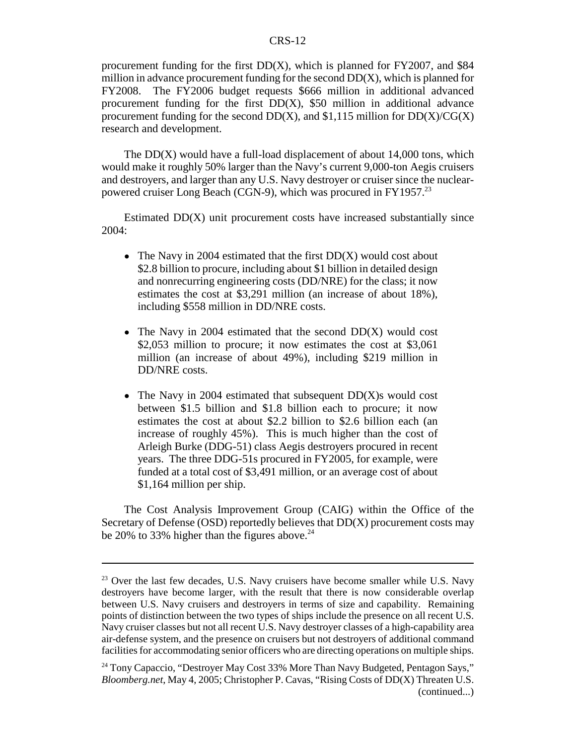procurement funding for the first DD(X), which is planned for FY2007, and $84 million in advance procurement funding for the second DD(X), which is planned for FY2008. The FY2006 budget requests $666 million in additional advanced procurement funding for the first DD(X), $50 million in additional advance procurement funding for the second DD(X), and $1,115 million for DD(X)/CG(X) research and development.

The DD(X) would have a full-load displacement of about 14,000 tons, which would make it roughly 50% larger than the Navy's current 9,000-ton Aegis cruisers and destroyers, and larger than any U.S. Navy destroyer or cruiser since the nuclear-powered cruiser Long Beach (CGN-9), which was procured in FY1957.[23]

Estimated DD(X) unit procurement costs have increased substantially since 2004:

- The Navy in 2004 estimated that the first DD(X) would cost about $2.8 billion to procure, including about $1 billion in detailed design and nonrecurring engineering costs (DD/NRE) for the class; it now estimates the cost at $3,291 million (an increase of about 18%), including $558 million in DD/NRE costs.
- The Navy in 2004 estimated that the second DD(X) would cost $2,053 million to procure; it now estimates the cost at $3,061 million (an increase of about 49%), including $219 million in DD/NRE costs.
- The Navy in 2004 estimated that subsequent DD(X)s would cost between $1.5 billion and $1.8 billion each to procure; it now estimates the cost at about $2.2 billion to $2.6 billion each (an increase of roughly 45%). This is much higher than the cost of Arleigh Burke (DDG-51) class Aegis destroyers procured in recent years. The three DDG-51s procured in FY2005, for example, were funded at a total cost of $3,491 million, or an average cost of about $1,164 million per ship.

The Cost Analysis Improvement Group (CAIG) within the Office of the Secretary of Defense (OSD) reportedly believes that DD(X) procurement costs may be 20% to 33% higher than the figures above.[24]

---

[23] Over the last few decades, U.S. Navy cruisers have become smaller while U.S. Navy destroyers have become larger, with the result that there is now considerable overlap between U.S. Navy cruisers and destroyers in terms of size and capability. Remaining points of distinction between the two types of ships include the presence on all recent U.S. Navy cruiser classes but not all recent U.S. Navy destroyer classes of a high-capability area air-defense system, and the presence on cruisers but not destroyers of additional command facilities for accommodating senior officers who are directing operations on multiple ships.

[24] Tony Capaccio, "Destroyer May Cost 33% More Than Navy Budgeted, Pentagon Says," *Bloomberg.net*, May 4, 2005; Christopher P. Cavas, "Rising Costs of DD(X) Threaten U.S. (continued...)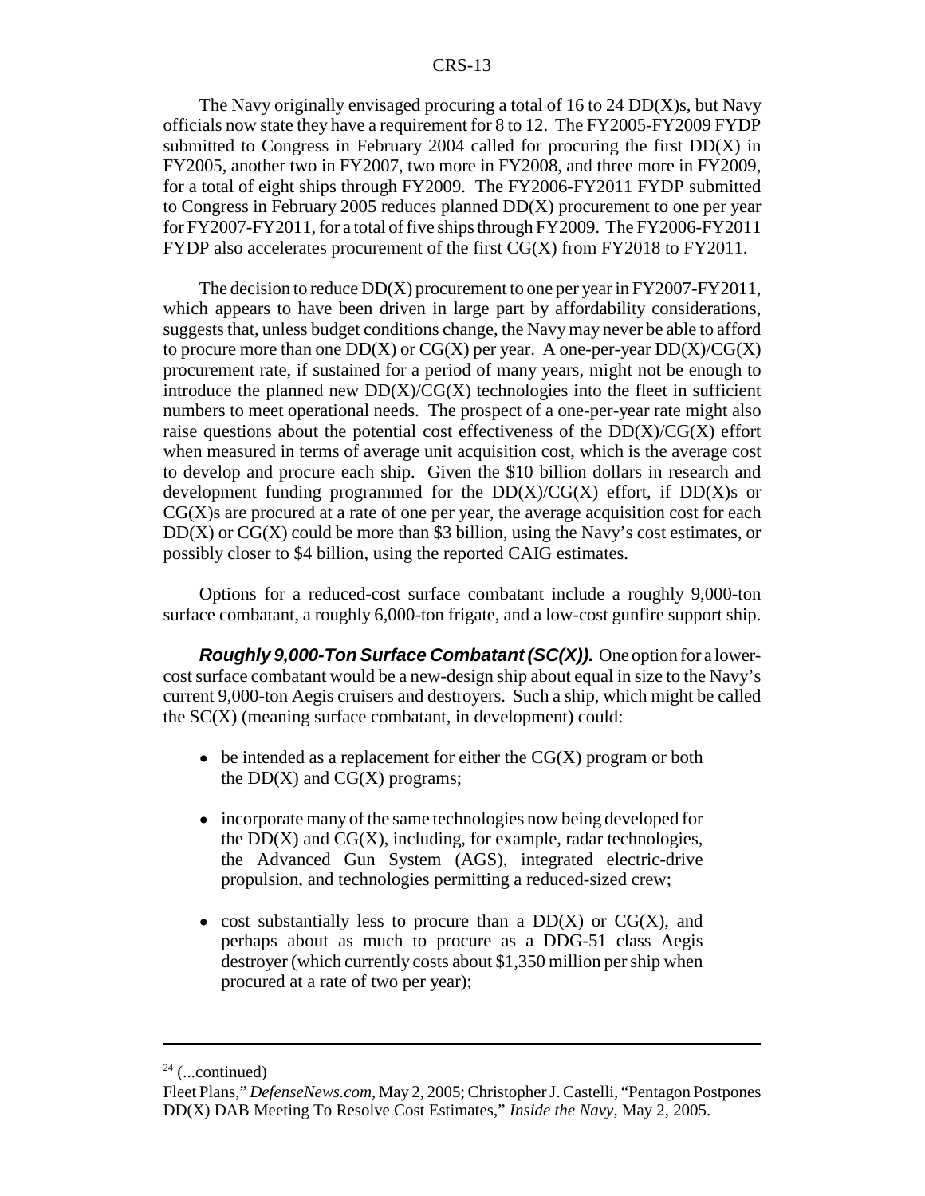The Navy originally envisaged procuring a total of 16 to 24 DD(X)s, but Navy officials now state they have a requirement for 8 to 12. The FY2005-FY2009 FYDP submitted to Congress in February 2004 called for procuring the first DD(X) in FY2005, another two in FY2007, two more in FY2008, and three more in FY2009, for a total of eight ships through FY2009. The FY2006-FY2011 FYDP submitted to Congress in February 2005 reduces planned DD(X) procurement to one per year for FY2007-FY2011, for a total of five ships through FY2009. The FY2006-FY2011 FYDP also accelerates procurement of the first CG(X) from FY2018 to FY2011.

The decision to reduce DD(X) procurement to one per year in FY2007-FY2011, which appears to have been driven in large part by affordability considerations, suggests that, unless budget conditions change, the Navy may never be able to afford to procure more than one DD(X) or CG(X) per year. A one-per-year DD(X)/CG(X) procurement rate, if sustained for a period of many years, might not be enough to introduce the planned new DD(X)/CG(X) technologies into the fleet in sufficient numbers to meet operational needs. The prospect of a one-per-year rate might also raise questions about the potential cost effectiveness of the DD(X)/CG(X) effort when measured in terms of average unit acquisition cost, which is the average cost to develop and procure each ship. Given the $10 billion dollars in research and development funding programmed for the DD(X)/CG(X) effort, if DD(X)s or CG(X)s are procured at a rate of one per year, the average acquisition cost for each DD(X) or CG(X) could be more than $3 billion, using the Navy's cost estimates, or possibly closer to $4 billion, using the reported CAIG estimates.

Options for a reduced-cost surface combatant include a roughly 9,000-ton surface combatant, a roughly 6,000-ton frigate, and a low-cost gunfire support ship.

***Roughly 9,000-Ton Surface Combatant (SC(X)).*** One option for a lower-cost surface combatant would be a new-design ship about equal in size to the Navy's current 9,000-ton Aegis cruisers and destroyers. Such a ship, which might be called the SC(X) (meaning surface combatant, in development) could:

- be intended as a replacement for either the CG(X) program or both the DD(X) and CG(X) programs;
- incorporate many of the same technologies now being developed for the DD(X) and CG(X), including, for example, radar technologies, the Advanced Gun System (AGS), integrated electric-drive propulsion, and technologies permitting a reduced-sized crew;
- cost substantially less to procure than a DD(X) or CG(X), and perhaps about as much to procure as a DDG-51 class Aegis destroyer (which currently costs about $1,350 million per ship when procured at a rate of two per year);

---

[24] (...continued)

Fleet Plans," *DefenseNews.com*, May 2, 2005; Christopher J. Castelli, "Pentagon Postpones DD(X) DAB Meeting To Resolve Cost Estimates," *Inside the Navy*, May 2, 2005.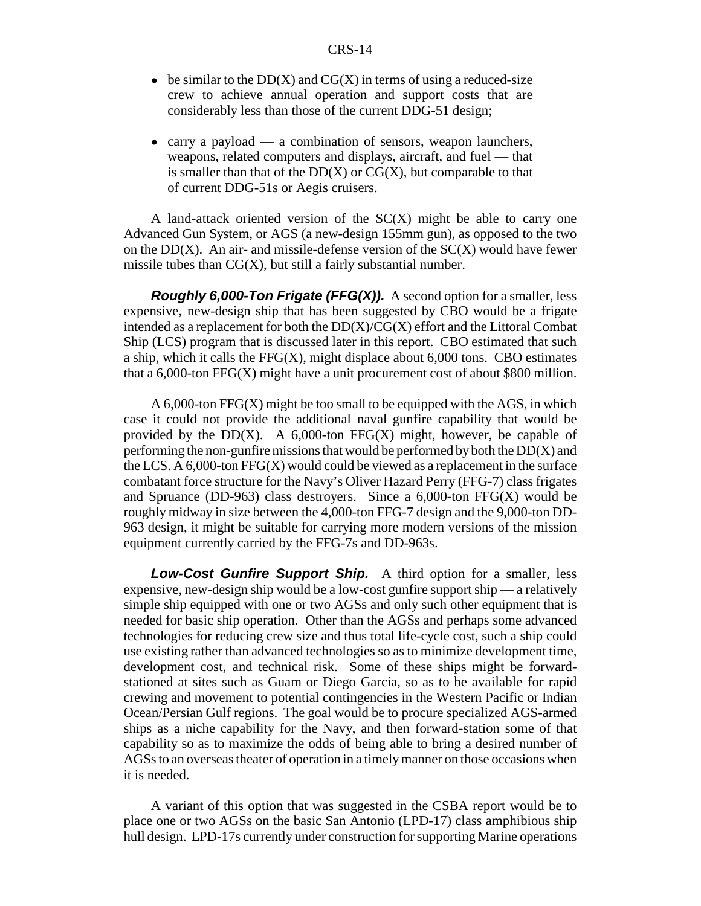- be similar to the DD(X) and CG(X) in terms of using a reduced-size crew to achieve annual operation and support costs that are considerably less than those of the current DDG-51 design;
- carry a payload — a combination of sensors, weapon launchers, weapons, related computers and displays, aircraft, and fuel — that is smaller than that of the DD(X) or CG(X), but comparable to that of current DDG-51s or Aegis cruisers.

A land-attack oriented version of the SC(X) might be able to carry one Advanced Gun System, or AGS (a new-design 155mm gun), as opposed to the two on the DD(X). An air- and missile-defense version of the SC(X) would have fewer missile tubes than CG(X), but still a fairly substantial number.

***Roughly 6,000-Ton Frigate (FFG(X)).*** A second option for a smaller, less expensive, new-design ship that has been suggested by CBO would be a frigate intended as a replacement for both the DD(X)/CG(X) effort and the Littoral Combat Ship (LCS) program that is discussed later in this report. CBO estimated that such a ship, which it calls the FFG(X), might displace about 6,000 tons. CBO estimates that a 6,000-ton FFG(X) might have a unit procurement cost of about $800 million.

A 6,000-ton FFG(X) might be too small to be equipped with the AGS, in which case it could not provide the additional naval gunfire capability that would be provided by the DD(X). A 6,000-ton FFG(X) might, however, be capable of performing the non-gunfire missions that would be performed by both the DD(X) and the LCS. A 6,000-ton FFG(X) would could be viewed as a replacement in the surface combatant force structure for the Navy's Oliver Hazard Perry (FFG-7) class frigates and Spruance (DD-963) class destroyers. Since a 6,000-ton FFG(X) would be roughly midway in size between the 4,000-ton FFG-7 design and the 9,000-ton DD-963 design, it might be suitable for carrying more modern versions of the mission equipment currently carried by the FFG-7s and DD-963s.

***Low-Cost Gunfire Support Ship.*** A third option for a smaller, less expensive, new-design ship would be a low-cost gunfire support ship — a relatively simple ship equipped with one or two AGSs and only such other equipment that is needed for basic ship operation. Other than the AGSs and perhaps some advanced technologies for reducing crew size and thus total life-cycle cost, such a ship could use existing rather than advanced technologies so as to minimize development time, development cost, and technical risk. Some of these ships might be forward-stationed at sites such as Guam or Diego Garcia, so as to be available for rapid crewing and movement to potential contingencies in the Western Pacific or Indian Ocean/Persian Gulf regions. The goal would be to procure specialized AGS-armed ships as a niche capability for the Navy, and then forward-station some of that capability so as to maximize the odds of being able to bring a desired number of AGSs to an overseas theater of operation in a timely manner on those occasions when it is needed.

A variant of this option that was suggested in the CSBA report would be to place one or two AGSs on the basic San Antonio (LPD-17) class amphibious ship hull design. LPD-17s currently under construction for supporting Marine operations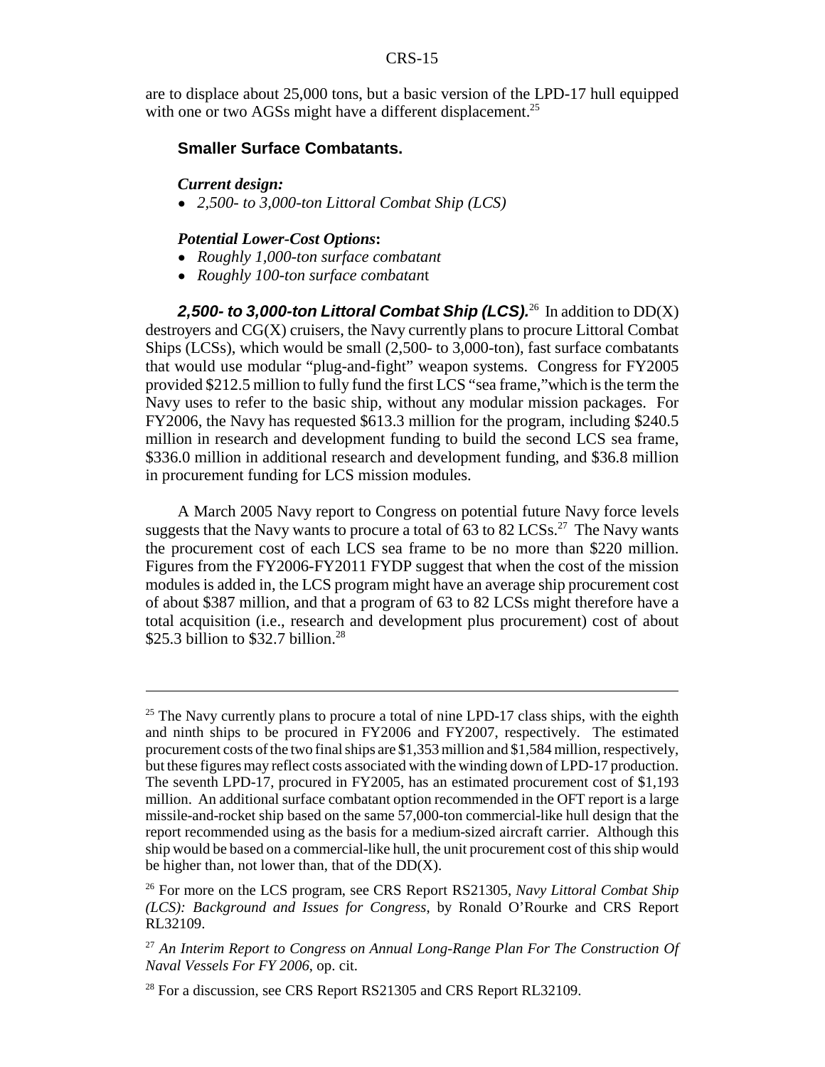are to displace about 25,000 tons, but a basic version of the LPD-17 hull equipped with one or two AGSs might have a different displacement.[25]

### Smaller Surface Combatants.

***Current design:***

- *2,500- to 3,000-ton Littoral Combat Ship (LCS)*

***Potential Lower-Cost Options*:**

- *Roughly 1,000-ton surface combatant*
- *Roughly 100-ton surface combatan*t

***2,500- to 3,000-ton Littoral Combat Ship (LCS).***[26] In addition to DD(X) destroyers and CG(X) cruisers, the Navy currently plans to procure Littoral Combat Ships (LCSs), which would be small (2,500- to 3,000-ton), fast surface combatants that would use modular "plug-and-fight" weapon systems. Congress for FY2005 provided $212.5 million to fully fund the first LCS "sea frame,"which is the term the Navy uses to refer to the basic ship, without any modular mission packages. For FY2006, the Navy has requested $613.3 million for the program, including $240.5 million in research and development funding to build the second LCS sea frame, $336.0 million in additional research and development funding, and $36.8 million in procurement funding for LCS mission modules.

A March 2005 Navy report to Congress on potential future Navy force levels suggests that the Navy wants to procure a total of 63 to 82 LCSs.[27] The Navy wants the procurement cost of each LCS sea frame to be no more than $220 million. Figures from the FY2006-FY2011 FYDP suggest that when the cost of the mission modules is added in, the LCS program might have an average ship procurement cost of about $387 million, and that a program of 63 to 82 LCSs might therefore have a total acquisition (i.e., research and development plus procurement) cost of about $25.3 billion to $32.7 billion.[28]

---

[25] The Navy currently plans to procure a total of nine LPD-17 class ships, with the eighth and ninth ships to be procured in FY2006 and FY2007, respectively. The estimated procurement costs of the two final ships are $1,353 million and $1,584 million, respectively, but these figures may reflect costs associated with the winding down of LPD-17 production. The seventh LPD-17, procured in FY2005, has an estimated procurement cost of $1,193 million. An additional surface combatant option recommended in the OFT report is a large missile-and-rocket ship based on the same 57,000-ton commercial-like hull design that the report recommended using as the basis for a medium-sized aircraft carrier. Although this ship would be based on a commercial-like hull, the unit procurement cost of this ship would be higher than, not lower than, that of the DD(X).

[26] For more on the LCS program, see CRS Report RS21305, *Navy Littoral Combat Ship (LCS): Background and Issues for Congress*, by Ronald O'Rourke and CRS Report RL32109.

[27] *An Interim Report to Congress on Annual Long-Range Plan For The Construction Of Naval Vessels For FY 2006*, op. cit.

[28] For a discussion, see CRS Report RS21305 and CRS Report RL32109.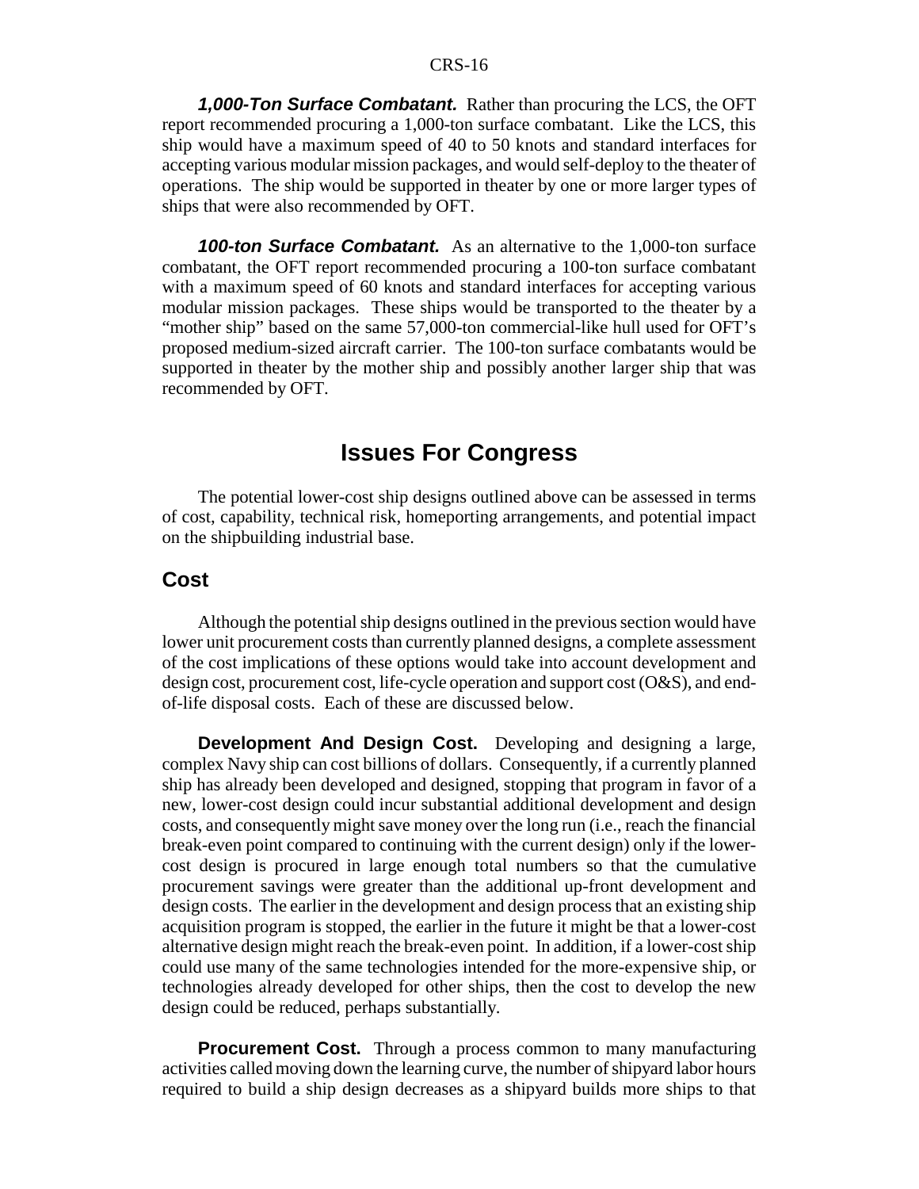***1,000-Ton Surface Combatant.*** Rather than procuring the LCS, the OFT report recommended procuring a 1,000-ton surface combatant. Like the LCS, this ship would have a maximum speed of 40 to 50 knots and standard interfaces for accepting various modular mission packages, and would self-deploy to the theater of operations. The ship would be supported in theater by one or more larger types of ships that were also recommended by OFT.

***100-ton Surface Combatant.*** As an alternative to the 1,000-ton surface combatant, the OFT report recommended procuring a 100-ton surface combatant with a maximum speed of 60 knots and standard interfaces for accepting various modular mission packages. These ships would be transported to the theater by a "mother ship" based on the same 57,000-ton commercial-like hull used for OFT's proposed medium-sized aircraft carrier. The 100-ton surface combatants would be supported in theater by the mother ship and possibly another larger ship that was recommended by OFT.

# Issues For Congress

The potential lower-cost ship designs outlined above can be assessed in terms of cost, capability, technical risk, homeporting arrangements, and potential impact on the shipbuilding industrial base.

## Cost

Although the potential ship designs outlined in the previous section would have lower unit procurement costs than currently planned designs, a complete assessment of the cost implications of these options would take into account development and design cost, procurement cost, life-cycle operation and support cost (O&S), and end-of-life disposal costs. Each of these are discussed below.

**Development And Design Cost.** Developing and designing a large, complex Navy ship can cost billions of dollars. Consequently, if a currently planned ship has already been developed and designed, stopping that program in favor of a new, lower-cost design could incur substantial additional development and design costs, and consequently might save money over the long run (i.e., reach the financial break-even point compared to continuing with the current design) only if the lower-cost design is procured in large enough total numbers so that the cumulative procurement savings were greater than the additional up-front development and design costs. The earlier in the development and design process that an existing ship acquisition program is stopped, the earlier in the future it might be that a lower-cost alternative design might reach the break-even point. In addition, if a lower-cost ship could use many of the same technologies intended for the more-expensive ship, or technologies already developed for other ships, then the cost to develop the new design could be reduced, perhaps substantially.

**Procurement Cost.** Through a process common to many manufacturing activities called moving down the learning curve, the number of shipyard labor hours required to build a ship design decreases as a shipyard builds more ships to that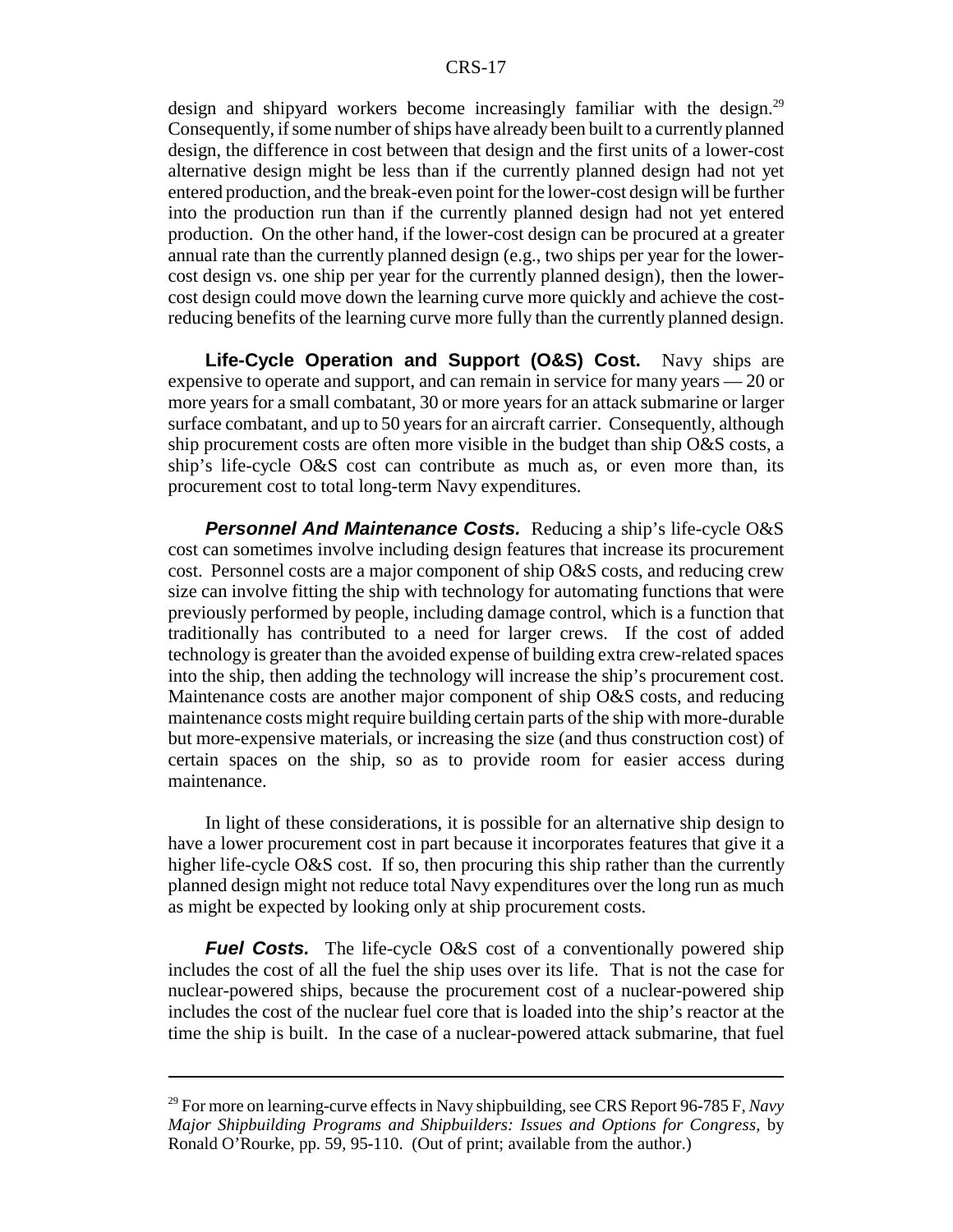design and shipyard workers become increasingly familiar with the design.[29] Consequently, if some number of ships have already been built to a currently planned design, the difference in cost between that design and the first units of a lower-cost alternative design might be less than if the currently planned design had not yet entered production, and the break-even point for the lower-cost design will be further into the production run than if the currently planned design had not yet entered production. On the other hand, if the lower-cost design can be procured at a greater annual rate than the currently planned design (e.g., two ships per year for the lower-cost design vs. one ship per year for the currently planned design), then the lower-cost design could move down the learning curve more quickly and achieve the cost-reducing benefits of the learning curve more fully than the currently planned design.

**Life-Cycle Operation and Support (O&S) Cost.** Navy ships are expensive to operate and support, and can remain in service for many years — 20 or more years for a small combatant, 30 or more years for an attack submarine or larger surface combatant, and up to 50 years for an aircraft carrier. Consequently, although ship procurement costs are often more visible in the budget than ship O&S costs, a ship's life-cycle O&S cost can contribute as much as, or even more than, its procurement cost to total long-term Navy expenditures.

***Personnel And Maintenance Costs.*** Reducing a ship's life-cycle O&S cost can sometimes involve including design features that increase its procurement cost. Personnel costs are a major component of ship O&S costs, and reducing crew size can involve fitting the ship with technology for automating functions that were previously performed by people, including damage control, which is a function that traditionally has contributed to a need for larger crews. If the cost of added technology is greater than the avoided expense of building extra crew-related spaces into the ship, then adding the technology will increase the ship's procurement cost. Maintenance costs are another major component of ship O&S costs, and reducing maintenance costs might require building certain parts of the ship with more-durable but more-expensive materials, or increasing the size (and thus construction cost) of certain spaces on the ship, so as to provide room for easier access during maintenance.

In light of these considerations, it is possible for an alternative ship design to have a lower procurement cost in part because it incorporates features that give it a higher life-cycle O&S cost. If so, then procuring this ship rather than the currently planned design might not reduce total Navy expenditures over the long run as much as might be expected by looking only at ship procurement costs.

***Fuel Costs.*** The life-cycle O&S cost of a conventionally powered ship includes the cost of all the fuel the ship uses over its life. That is not the case for nuclear-powered ships, because the procurement cost of a nuclear-powered ship includes the cost of the nuclear fuel core that is loaded into the ship's reactor at the time the ship is built. In the case of a nuclear-powered attack submarine, that fuel

---

[29] For more on learning-curve effects in Navy shipbuilding, see CRS Report 96-785 F, *Navy Major Shipbuilding Programs and Shipbuilders: Issues and Options for Congress*, by Ronald O'Rourke, pp. 59, 95-110. (Out of print; available from the author.)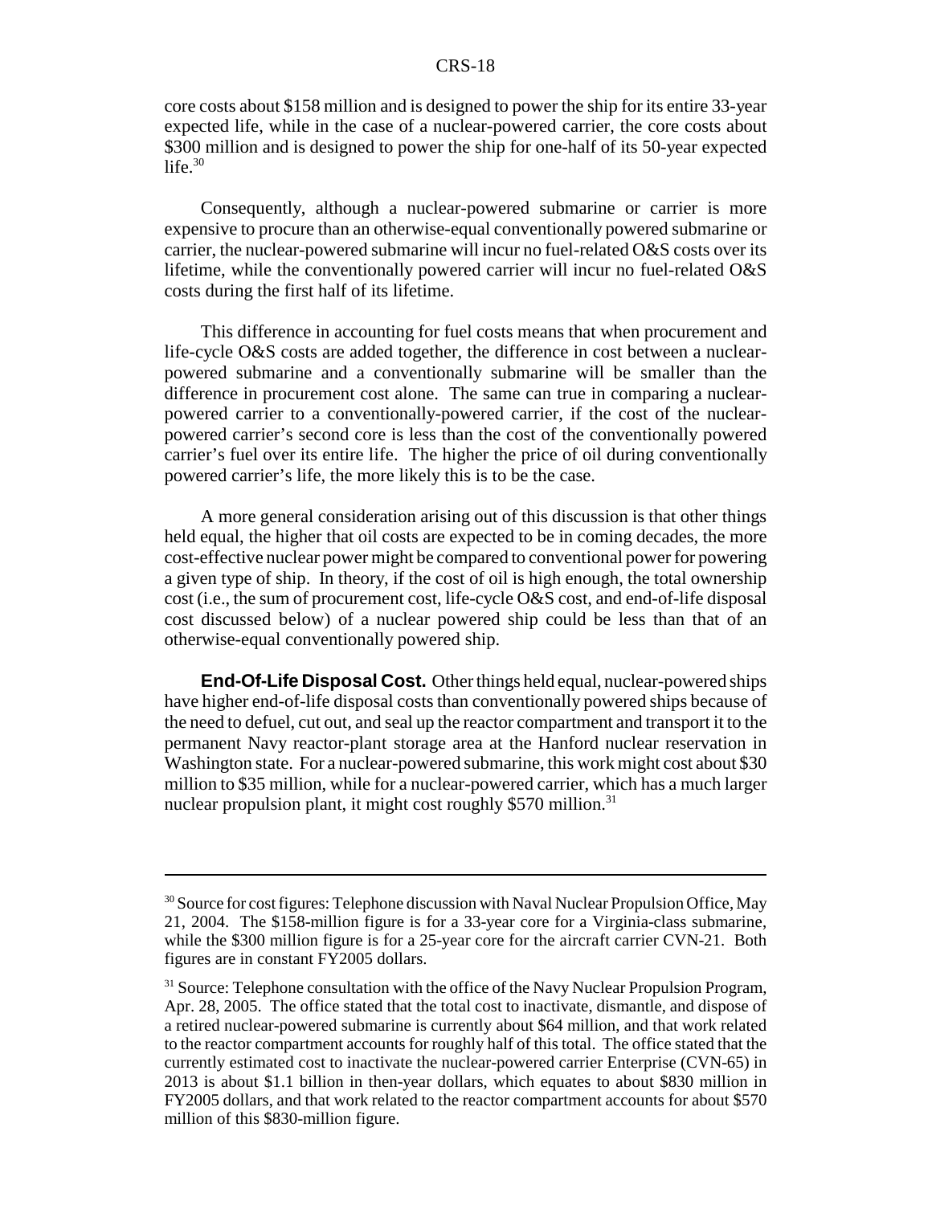core costs about $158 million and is designed to power the ship for its entire 33-year expected life, while in the case of a nuclear-powered carrier, the core costs about $300 million and is designed to power the ship for one-half of its 50-year expected life.[30]

Consequently, although a nuclear-powered submarine or carrier is more expensive to procure than an otherwise-equal conventionally powered submarine or carrier, the nuclear-powered submarine will incur no fuel-related O&S costs over its lifetime, while the conventionally powered carrier will incur no fuel-related O&S costs during the first half of its lifetime.

This difference in accounting for fuel costs means that when procurement and life-cycle O&S costs are added together, the difference in cost between a nuclear-powered submarine and a conventionally submarine will be smaller than the difference in procurement cost alone. The same can true in comparing a nuclear-powered carrier to a conventionally-powered carrier, if the cost of the nuclear-powered carrier's second core is less than the cost of the conventionally powered carrier's fuel over its entire life. The higher the price of oil during conventionally powered carrier's life, the more likely this is to be the case.

A more general consideration arising out of this discussion is that other things held equal, the higher that oil costs are expected to be in coming decades, the more cost-effective nuclear power might be compared to conventional power for powering a given type of ship. In theory, if the cost of oil is high enough, the total ownership cost (i.e., the sum of procurement cost, life-cycle O&S cost, and end-of-life disposal cost discussed below) of a nuclear powered ship could be less than that of an otherwise-equal conventionally powered ship.

**End-Of-Life Disposal Cost.** Other things held equal, nuclear-powered ships have higher end-of-life disposal costs than conventionally powered ships because of the need to defuel, cut out, and seal up the reactor compartment and transport it to the permanent Navy reactor-plant storage area at the Hanford nuclear reservation in Washington state. For a nuclear-powered submarine, this work might cost about $30 million to $35 million, while for a nuclear-powered carrier, which has a much larger nuclear propulsion plant, it might cost roughly $570 million.[31]

---

[30] Source for cost figures: Telephone discussion with Naval Nuclear Propulsion Office, May 21, 2004. The $158-million figure is for a 33-year core for a Virginia-class submarine, while the $300 million figure is for a 25-year core for the aircraft carrier CVN-21. Both figures are in constant FY2005 dollars.

[31] Source: Telephone consultation with the office of the Navy Nuclear Propulsion Program, Apr. 28, 2005. The office stated that the total cost to inactivate, dismantle, and dispose of a retired nuclear-powered submarine is currently about $64 million, and that work related to the reactor compartment accounts for roughly half of this total. The office stated that the currently estimated cost to inactivate the nuclear-powered carrier Enterprise (CVN-65) in 2013 is about $1.1 billion in then-year dollars, which equates to about $830 million in FY2005 dollars, and that work related to the reactor compartment accounts for about $570 million of this $830-million figure.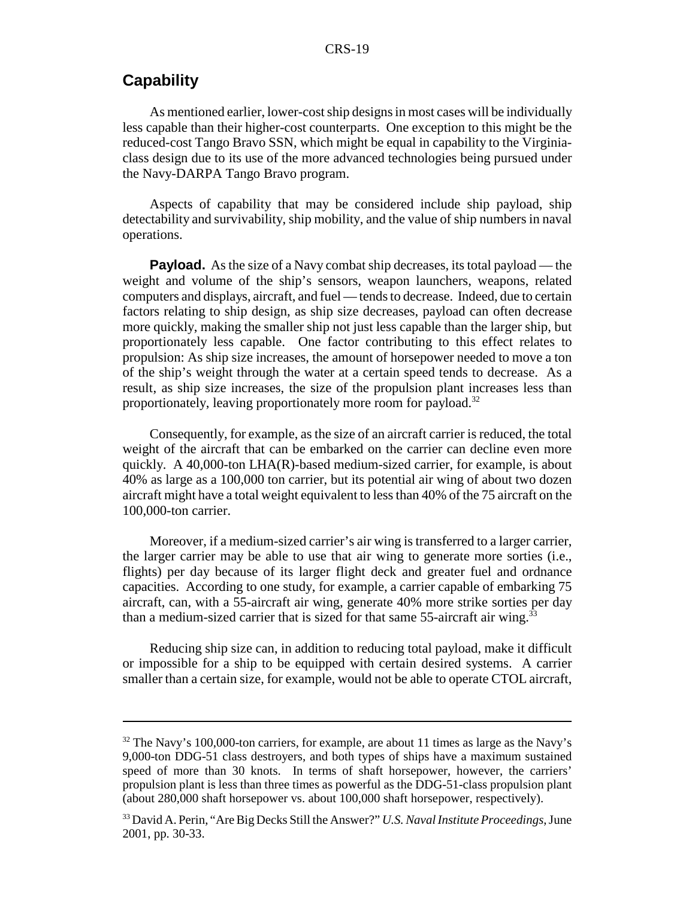## Capability

As mentioned earlier, lower-cost ship designs in most cases will be individually less capable than their higher-cost counterparts. One exception to this might be the reduced-cost Tango Bravo SSN, which might be equal in capability to the Virginia-class design due to its use of the more advanced technologies being pursued under the Navy-DARPA Tango Bravo program.

Aspects of capability that may be considered include ship payload, ship detectability and survivability, ship mobility, and the value of ship numbers in naval operations.

**Payload.** As the size of a Navy combat ship decreases, its total payload — the weight and volume of the ship's sensors, weapon launchers, weapons, related computers and displays, aircraft, and fuel — tends to decrease. Indeed, due to certain factors relating to ship design, as ship size decreases, payload can often decrease more quickly, making the smaller ship not just less capable than the larger ship, but proportionately less capable. One factor contributing to this effect relates to propulsion: As ship size increases, the amount of horsepower needed to move a ton of the ship's weight through the water at a certain speed tends to decrease. As a result, as ship size increases, the size of the propulsion plant increases less than proportionately, leaving proportionately more room for payload.[32]

Consequently, for example, as the size of an aircraft carrier is reduced, the total weight of the aircraft that can be embarked on the carrier can decline even more quickly. A 40,000-ton LHA(R)-based medium-sized carrier, for example, is about 40% as large as a 100,000 ton carrier, but its potential air wing of about two dozen aircraft might have a total weight equivalent to less than 40% of the 75 aircraft on the 100,000-ton carrier.

Moreover, if a medium-sized carrier's air wing is transferred to a larger carrier, the larger carrier may be able to use that air wing to generate more sorties (i.e., flights) per day because of its larger flight deck and greater fuel and ordnance capacities. According to one study, for example, a carrier capable of embarking 75 aircraft, can, with a 55-aircraft air wing, generate 40% more strike sorties per day than a medium-sized carrier that is sized for that same 55-aircraft air wing.[33]

Reducing ship size can, in addition to reducing total payload, make it difficult or impossible for a ship to be equipped with certain desired systems. A carrier smaller than a certain size, for example, would not be able to operate CTOL aircraft,

---

[32] The Navy's 100,000-ton carriers, for example, are about 11 times as large as the Navy's 9,000-ton DDG-51 class destroyers, and both types of ships have a maximum sustained speed of more than 30 knots. In terms of shaft horsepower, however, the carriers' propulsion plant is less than three times as powerful as the DDG-51-class propulsion plant (about 280,000 shaft horsepower vs. about 100,000 shaft horsepower, respectively).

[33] David A. Perin, "Are Big Decks Still the Answer?" *U.S. Naval Institute Proceedings*, June 2001, pp. 30-33.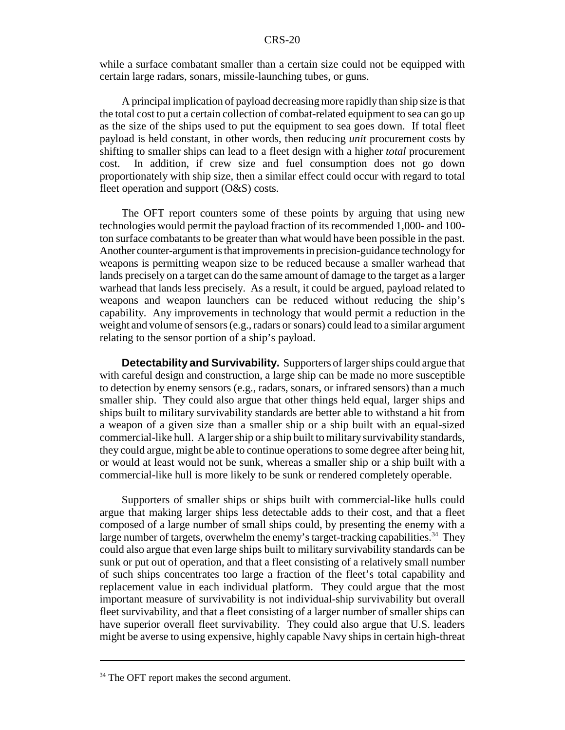while a surface combatant smaller than a certain size could not be equipped with certain large radars, sonars, missile-launching tubes, or guns.

A principal implication of payload decreasing more rapidly than ship size is that the total cost to put a certain collection of combat-related equipment to sea can go up as the size of the ships used to put the equipment to sea goes down. If total fleet payload is held constant, in other words, then reducing *unit* procurement costs by shifting to smaller ships can lead to a fleet design with a higher *total* procurement cost. In addition, if crew size and fuel consumption does not go down proportionately with ship size, then a similar effect could occur with regard to total fleet operation and support (O&S) costs.

The OFT report counters some of these points by arguing that using new technologies would permit the payload fraction of its recommended 1,000- and 100-ton surface combatants to be greater than what would have been possible in the past. Another counter-argument is that improvements in precision-guidance technology for weapons is permitting weapon size to be reduced because a smaller warhead that lands precisely on a target can do the same amount of damage to the target as a larger warhead that lands less precisely. As a result, it could be argued, payload related to weapons and weapon launchers can be reduced without reducing the ship's capability. Any improvements in technology that would permit a reduction in the weight and volume of sensors (e.g., radars or sonars) could lead to a similar argument relating to the sensor portion of a ship's payload.

**Detectability and Survivability.** Supporters of larger ships could argue that with careful design and construction, a large ship can be made no more susceptible to detection by enemy sensors (e.g., radars, sonars, or infrared sensors) than a much smaller ship. They could also argue that other things held equal, larger ships and ships built to military survivability standards are better able to withstand a hit from a weapon of a given size than a smaller ship or a ship built with an equal-sized commercial-like hull. A larger ship or a ship built to military survivability standards, they could argue, might be able to continue operations to some degree after being hit, or would at least would not be sunk, whereas a smaller ship or a ship built with a commercial-like hull is more likely to be sunk or rendered completely operable.

Supporters of smaller ships or ships built with commercial-like hulls could argue that making larger ships less detectable adds to their cost, and that a fleet composed of a large number of small ships could, by presenting the enemy with a large number of targets, overwhelm the enemy's target-tracking capabilities.[34] They could also argue that even large ships built to military survivability standards can be sunk or put out of operation, and that a fleet consisting of a relatively small number of such ships concentrates too large a fraction of the fleet's total capability and replacement value in each individual platform. They could argue that the most important measure of survivability is not individual-ship survivability but overall fleet survivability, and that a fleet consisting of a larger number of smaller ships can have superior overall fleet survivability. They could also argue that U.S. leaders might be averse to using expensive, highly capable Navy ships in certain high-threat

[34] The OFT report makes the second argument.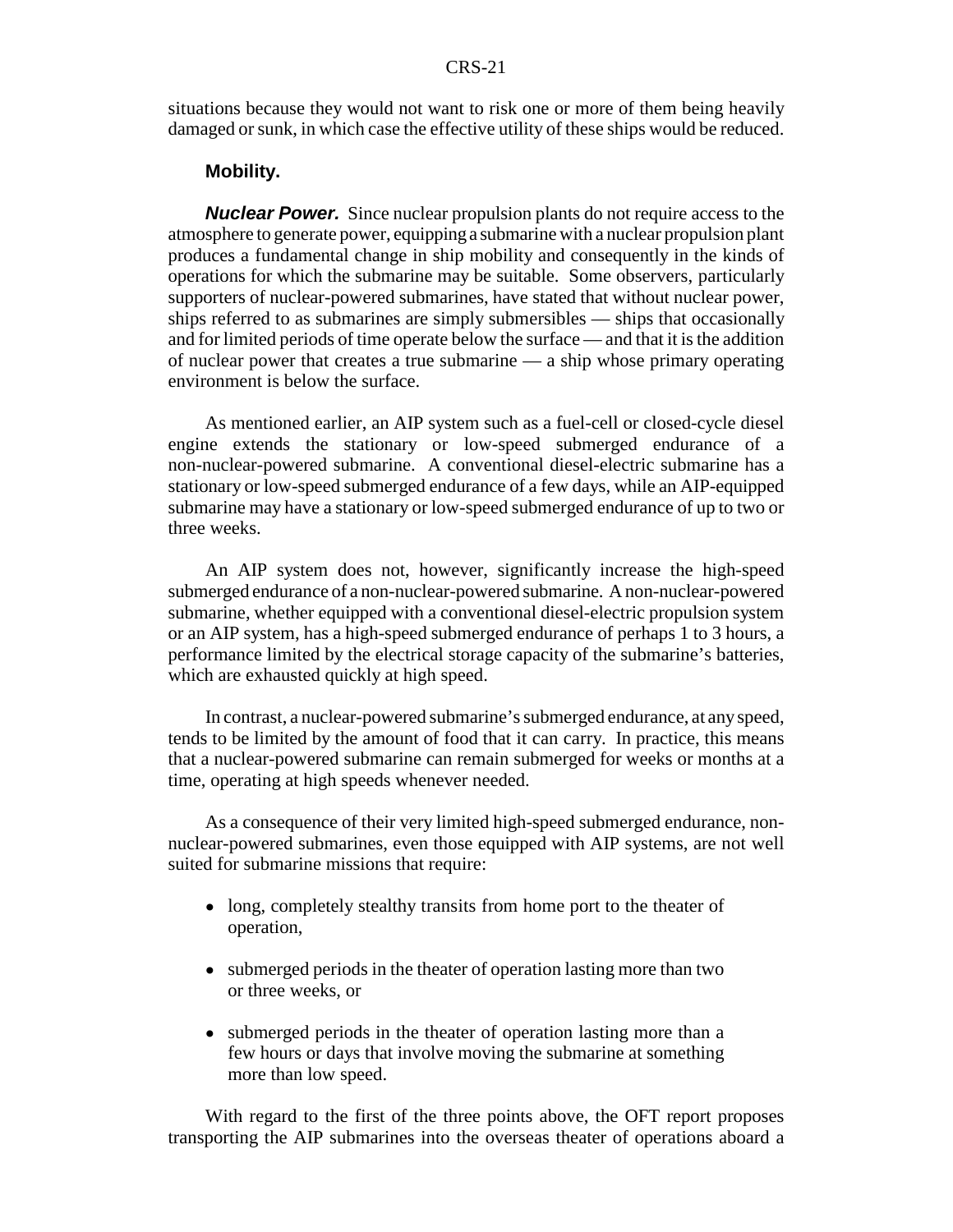situations because they would not want to risk one or more of them being heavily damaged or sunk, in which case the effective utility of these ships would be reduced.

**Mobility.**

***Nuclear Power.*** Since nuclear propulsion plants do not require access to the atmosphere to generate power, equipping a submarine with a nuclear propulsion plant produces a fundamental change in ship mobility and consequently in the kinds of operations for which the submarine may be suitable. Some observers, particularly supporters of nuclear-powered submarines, have stated that without nuclear power, ships referred to as submarines are simply submersibles — ships that occasionally and for limited periods of time operate below the surface — and that it is the addition of nuclear power that creates a true submarine — a ship whose primary operating environment is below the surface.

As mentioned earlier, an AIP system such as a fuel-cell or closed-cycle diesel engine extends the stationary or low-speed submerged endurance of a non-nuclear-powered submarine. A conventional diesel-electric submarine has a stationary or low-speed submerged endurance of a few days, while an AIP-equipped submarine may have a stationary or low-speed submerged endurance of up to two or three weeks.

An AIP system does not, however, significantly increase the high-speed submerged endurance of a non-nuclear-powered submarine. A non-nuclear-powered submarine, whether equipped with a conventional diesel-electric propulsion system or an AIP system, has a high-speed submerged endurance of perhaps 1 to 3 hours, a performance limited by the electrical storage capacity of the submarine's batteries, which are exhausted quickly at high speed.

In contrast, a nuclear-powered submarine's submerged endurance, at any speed, tends to be limited by the amount of food that it can carry. In practice, this means that a nuclear-powered submarine can remain submerged for weeks or months at a time, operating at high speeds whenever needed.

As a consequence of their very limited high-speed submerged endurance, non-nuclear-powered submarines, even those equipped with AIP systems, are not well suited for submarine missions that require:

- long, completely stealthy transits from home port to the theater of operation,
- submerged periods in the theater of operation lasting more than two or three weeks, or
- submerged periods in the theater of operation lasting more than a few hours or days that involve moving the submarine at something more than low speed.

With regard to the first of the three points above, the OFT report proposes transporting the AIP submarines into the overseas theater of operations aboard a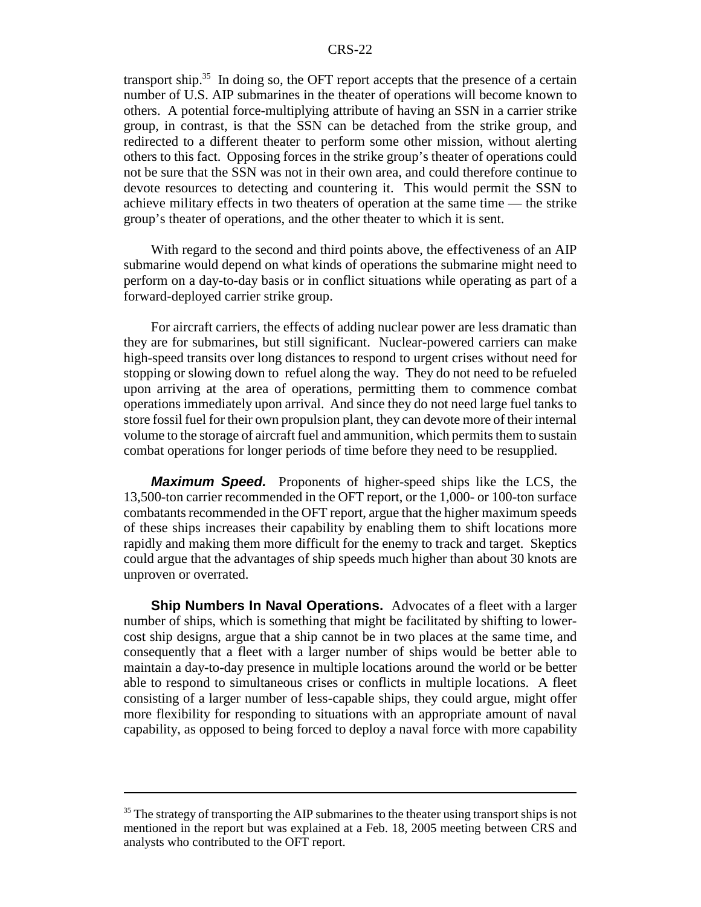transport ship.[35] In doing so, the OFT report accepts that the presence of a certain number of U.S. AIP submarines in the theater of operations will become known to others. A potential force-multiplying attribute of having an SSN in a carrier strike group, in contrast, is that the SSN can be detached from the strike group, and redirected to a different theater to perform some other mission, without alerting others to this fact. Opposing forces in the strike group's theater of operations could not be sure that the SSN was not in their own area, and could therefore continue to devote resources to detecting and countering it. This would permit the SSN to achieve military effects in two theaters of operation at the same time — the strike group's theater of operations, and the other theater to which it is sent.

With regard to the second and third points above, the effectiveness of an AIP submarine would depend on what kinds of operations the submarine might need to perform on a day-to-day basis or in conflict situations while operating as part of a forward-deployed carrier strike group.

For aircraft carriers, the effects of adding nuclear power are less dramatic than they are for submarines, but still significant. Nuclear-powered carriers can make high-speed transits over long distances to respond to urgent crises without need for stopping or slowing down to refuel along the way. They do not need to be refueled upon arriving at the area of operations, permitting them to commence combat operations immediately upon arrival. And since they do not need large fuel tanks to store fossil fuel for their own propulsion plant, they can devote more of their internal volume to the storage of aircraft fuel and ammunition, which permits them to sustain combat operations for longer periods of time before they need to be resupplied.

***Maximum Speed.*** Proponents of higher-speed ships like the LCS, the 13,500-ton carrier recommended in the OFT report, or the 1,000- or 100-ton surface combatants recommended in the OFT report, argue that the higher maximum speeds of these ships increases their capability by enabling them to shift locations more rapidly and making them more difficult for the enemy to track and target. Skeptics could argue that the advantages of ship speeds much higher than about 30 knots are unproven or overrated.

**Ship Numbers In Naval Operations.** Advocates of a fleet with a larger number of ships, which is something that might be facilitated by shifting to lower-cost ship designs, argue that a ship cannot be in two places at the same time, and consequently that a fleet with a larger number of ships would be better able to maintain a day-to-day presence in multiple locations around the world or be better able to respond to simultaneous crises or conflicts in multiple locations. A fleet consisting of a larger number of less-capable ships, they could argue, might offer more flexibility for responding to situations with an appropriate amount of naval capability, as opposed to being forced to deploy a naval force with more capability

[35] The strategy of transporting the AIP submarines to the theater using transport ships is not mentioned in the report but was explained at a Feb. 18, 2005 meeting between CRS and analysts who contributed to the OFT report.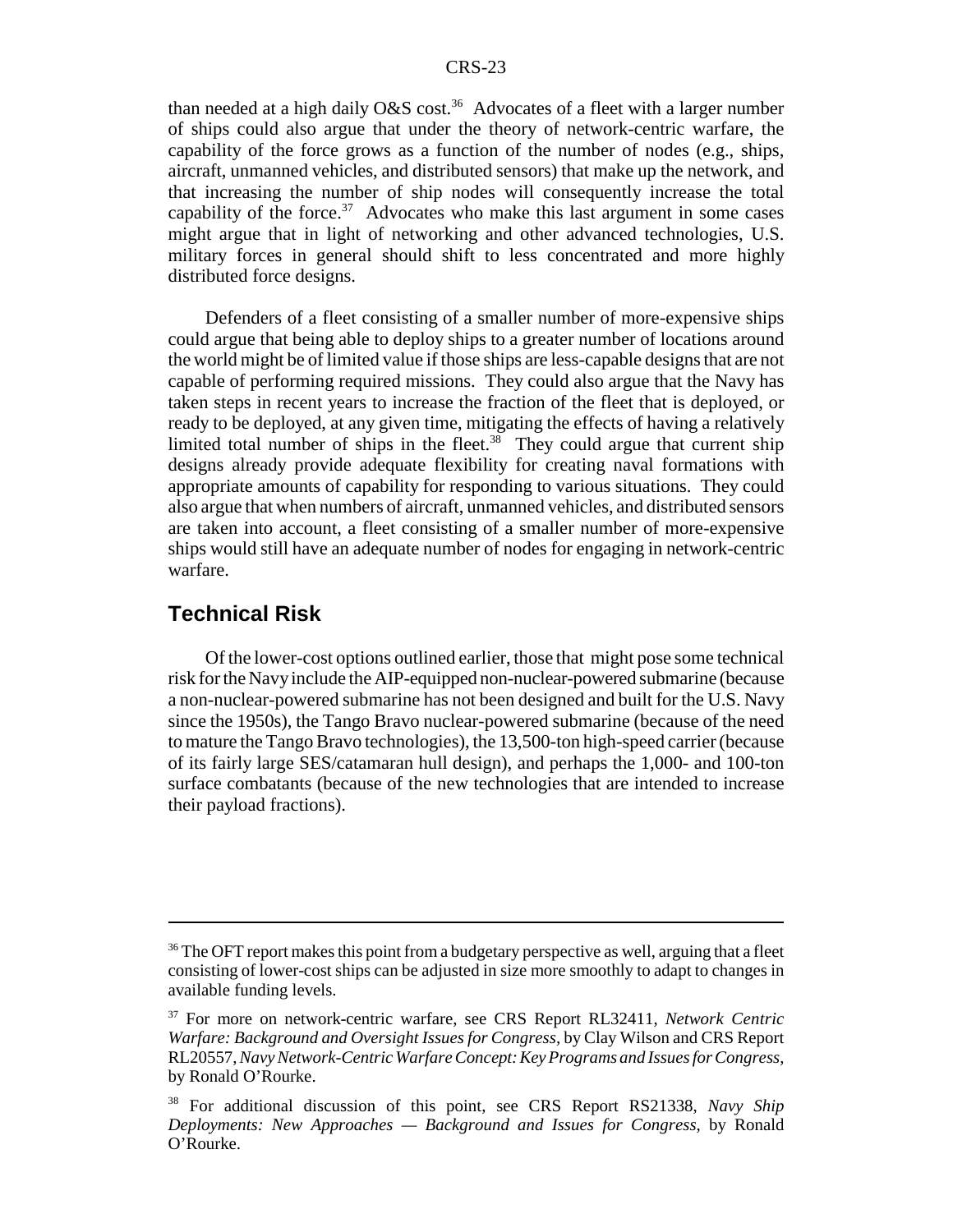than needed at a high daily O&S cost.[36] Advocates of a fleet with a larger number of ships could also argue that under the theory of network-centric warfare, the capability of the force grows as a function of the number of nodes (e.g., ships, aircraft, unmanned vehicles, and distributed sensors) that make up the network, and that increasing the number of ship nodes will consequently increase the total capability of the force.[37] Advocates who make this last argument in some cases might argue that in light of networking and other advanced technologies, U.S. military forces in general should shift to less concentrated and more highly distributed force designs.

Defenders of a fleet consisting of a smaller number of more-expensive ships could argue that being able to deploy ships to a greater number of locations around the world might be of limited value if those ships are less-capable designs that are not capable of performing required missions. They could also argue that the Navy has taken steps in recent years to increase the fraction of the fleet that is deployed, or ready to be deployed, at any given time, mitigating the effects of having a relatively limited total number of ships in the fleet.[38] They could argue that current ship designs already provide adequate flexibility for creating naval formations with appropriate amounts of capability for responding to various situations. They could also argue that when numbers of aircraft, unmanned vehicles, and distributed sensors are taken into account, a fleet consisting of a smaller number of more-expensive ships would still have an adequate number of nodes for engaging in network-centric warfare.

## Technical Risk

Of the lower-cost options outlined earlier, those that might pose some technical risk for the Navy include the AIP-equipped non-nuclear-powered submarine (because a non-nuclear-powered submarine has not been designed and built for the U.S. Navy since the 1950s), the Tango Bravo nuclear-powered submarine (because of the need to mature the Tango Bravo technologies), the 13,500-ton high-speed carrier (because of its fairly large SES/catamaran hull design), and perhaps the 1,000- and 100-ton surface combatants (because of the new technologies that are intended to increase their payload fractions).

---

[36] The OFT report makes this point from a budgetary perspective as well, arguing that a fleet consisting of lower-cost ships can be adjusted in size more smoothly to adapt to changes in available funding levels.

[37] For more on network-centric warfare, see CRS Report RL32411, *Network Centric Warfare: Background and Oversight Issues for Congress*, by Clay Wilson and CRS Report RL20557, *Navy Network-Centric Warfare Concept: Key Programs and Issues for Congress*, by Ronald O'Rourke.

[38] For additional discussion of this point, see CRS Report RS21338, *Navy Ship Deployments: New Approaches — Background and Issues for Congress*, by Ronald O'Rourke.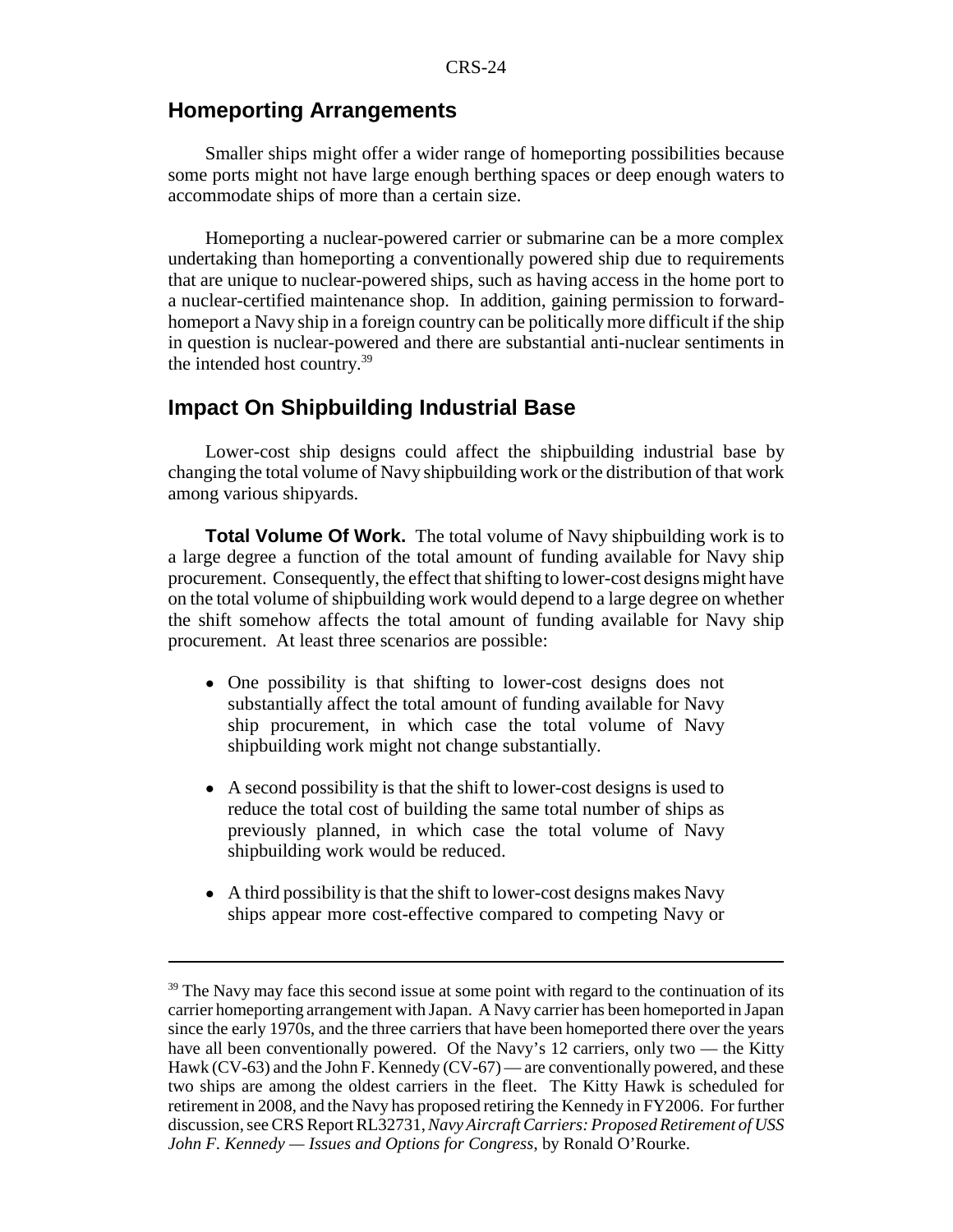## Homeporting Arrangements

Smaller ships might offer a wider range of homeporting possibilities because some ports might not have large enough berthing spaces or deep enough waters to accommodate ships of more than a certain size.

Homeporting a nuclear-powered carrier or submarine can be a more complex undertaking than homeporting a conventionally powered ship due to requirements that are unique to nuclear-powered ships, such as having access in the home port to a nuclear-certified maintenance shop. In addition, gaining permission to forward-homeport a Navy ship in a foreign country can be politically more difficult if the ship in question is nuclear-powered and there are substantial anti-nuclear sentiments in the intended host country.[39]

## Impact On Shipbuilding Industrial Base

Lower-cost ship designs could affect the shipbuilding industrial base by changing the total volume of Navy shipbuilding work or the distribution of that work among various shipyards.

**Total Volume Of Work.** The total volume of Navy shipbuilding work is to a large degree a function of the total amount of funding available for Navy ship procurement. Consequently, the effect that shifting to lower-cost designs might have on the total volume of shipbuilding work would depend to a large degree on whether the shift somehow affects the total amount of funding available for Navy ship procurement. At least three scenarios are possible:

- One possibility is that shifting to lower-cost designs does not substantially affect the total amount of funding available for Navy ship procurement, in which case the total volume of Navy shipbuilding work might not change substantially.
- A second possibility is that the shift to lower-cost designs is used to reduce the total cost of building the same total number of ships as previously planned, in which case the total volume of Navy shipbuilding work would be reduced.
- A third possibility is that the shift to lower-cost designs makes Navy ships appear more cost-effective compared to competing Navy or

[39] The Navy may face this second issue at some point with regard to the continuation of its carrier homeporting arrangement with Japan. A Navy carrier has been homeported in Japan since the early 1970s, and the three carriers that have been homeported there over the years have all been conventionally powered. Of the Navy's 12 carriers, only two — the Kitty Hawk (CV-63) and the John F. Kennedy (CV-67) — are conventionally powered, and these two ships are among the oldest carriers in the fleet. The Kitty Hawk is scheduled for retirement in 2008, and the Navy has proposed retiring the Kennedy in FY2006. For further discussion, see CRS Report RL32731, *Navy Aircraft Carriers: Proposed Retirement of USS John F. Kennedy — Issues and Options for Congress*, by Ronald O'Rourke.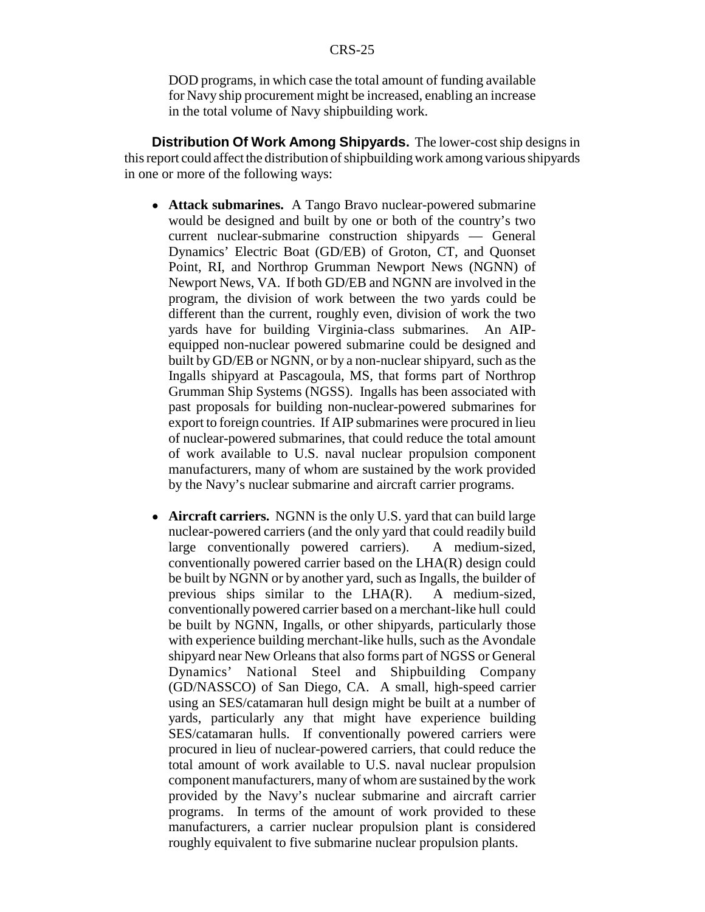DOD programs, in which case the total amount of funding available for Navy ship procurement might be increased, enabling an increase in the total volume of Navy shipbuilding work.

**Distribution Of Work Among Shipyards.** The lower-cost ship designs in this report could affect the distribution of shipbuilding work among various shipyards in one or more of the following ways:

- **Attack submarines.** A Tango Bravo nuclear-powered submarine would be designed and built by one or both of the country's two current nuclear-submarine construction shipyards — General Dynamics' Electric Boat (GD/EB) of Groton, CT, and Quonset Point, RI, and Northrop Grumman Newport News (NGNN) of Newport News, VA. If both GD/EB and NGNN are involved in the program, the division of work between the two yards could be different than the current, roughly even, division of work the two yards have for building Virginia-class submarines. An AIP-equipped non-nuclear powered submarine could be designed and built by GD/EB or NGNN, or by a non-nuclear shipyard, such as the Ingalls shipyard at Pascagoula, MS, that forms part of Northrop Grumman Ship Systems (NGSS). Ingalls has been associated with past proposals for building non-nuclear-powered submarines for export to foreign countries. If AIP submarines were procured in lieu of nuclear-powered submarines, that could reduce the total amount of work available to U.S. naval nuclear propulsion component manufacturers, many of whom are sustained by the work provided by the Navy's nuclear submarine and aircraft carrier programs.

- **Aircraft carriers.** NGNN is the only U.S. yard that can build large nuclear-powered carriers (and the only yard that could readily build large conventionally powered carriers). A medium-sized, conventionally powered carrier based on the LHA(R) design could be built by NGNN or by another yard, such as Ingalls, the builder of previous ships similar to the LHA(R). A medium-sized, conventionally powered carrier based on a merchant-like hull could be built by NGNN, Ingalls, or other shipyards, particularly those with experience building merchant-like hulls, such as the Avondale shipyard near New Orleans that also forms part of NGSS or General Dynamics' National Steel and Shipbuilding Company (GD/NASSCO) of San Diego, CA. A small, high-speed carrier using an SES/catamaran hull design might be built at a number of yards, particularly any that might have experience building SES/catamaran hulls. If conventionally powered carriers were procured in lieu of nuclear-powered carriers, that could reduce the total amount of work available to U.S. naval nuclear propulsion component manufacturers, many of whom are sustained by the work provided by the Navy's nuclear submarine and aircraft carrier programs. In terms of the amount of work provided to these manufacturers, a carrier nuclear propulsion plant is considered roughly equivalent to five submarine nuclear propulsion plants.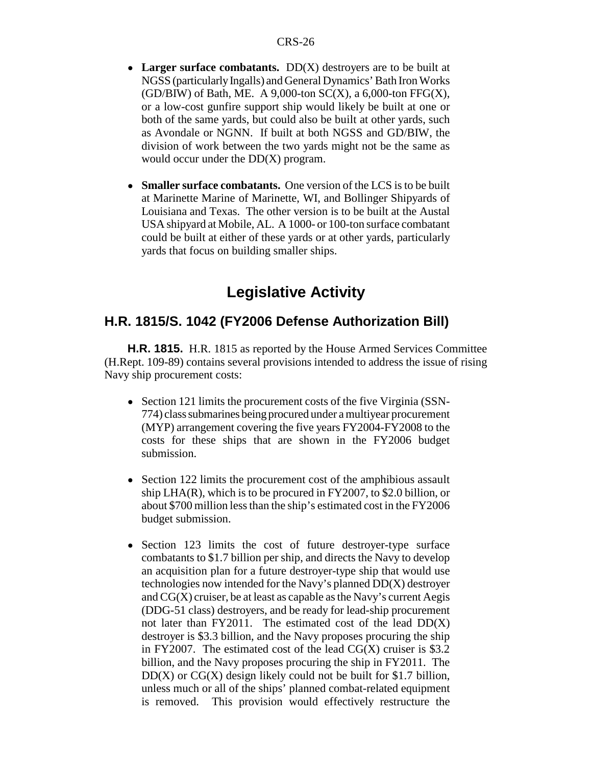- **Larger surface combatants.** DD(X) destroyers are to be built at NGSS (particularly Ingalls) and General Dynamics' Bath Iron Works (GD/BIW) of Bath, ME. A 9,000-ton SC(X), a 6,000-ton FFG(X), or a low-cost gunfire support ship would likely be built at one or both of the same yards, but could also be built at other yards, such as Avondale or NGNN. If built at both NGSS and GD/BIW, the division of work between the two yards might not be the same as would occur under the DD(X) program.

- **Smaller surface combatants.** One version of the LCS is to be built at Marinette Marine of Marinette, WI, and Bollinger Shipyards of Louisiana and Texas. The other version is to be built at the Austal USA shipyard at Mobile, AL. A 1000- or 100-ton surface combatant could be built at either of these yards or at other yards, particularly yards that focus on building smaller ships.

# Legislative Activity

## H.R. 1815/S. 1042 (FY2006 Defense Authorization Bill)

**H.R. 1815.** H.R. 1815 as reported by the House Armed Services Committee (H.Rept. 109-89) contains several provisions intended to address the issue of rising Navy ship procurement costs:

- Section 121 limits the procurement costs of the five Virginia (SSN-774) class submarines being procured under a multiyear procurement (MYP) arrangement covering the five years FY2004-FY2008 to the costs for these ships that are shown in the FY2006 budget submission.

- Section 122 limits the procurement cost of the amphibious assault ship LHA(R), which is to be procured in FY2007, to $2.0 billion, or about $700 million less than the ship's estimated cost in the FY2006 budget submission.

- Section 123 limits the cost of future destroyer-type surface combatants to $1.7 billion per ship, and directs the Navy to develop an acquisition plan for a future destroyer-type ship that would use technologies now intended for the Navy's planned DD(X) destroyer and CG(X) cruiser, be at least as capable as the Navy's current Aegis (DDG-51 class) destroyers, and be ready for lead-ship procurement not later than FY2011. The estimated cost of the lead DD(X) destroyer is $3.3 billion, and the Navy proposes procuring the ship in FY2007. The estimated cost of the lead CG(X) cruiser is $3.2 billion, and the Navy proposes procuring the ship in FY2011. The DD(X) or CG(X) design likely could not be built for $1.7 billion, unless much or all of the ships' planned combat-related equipment is removed. This provision would effectively restructure the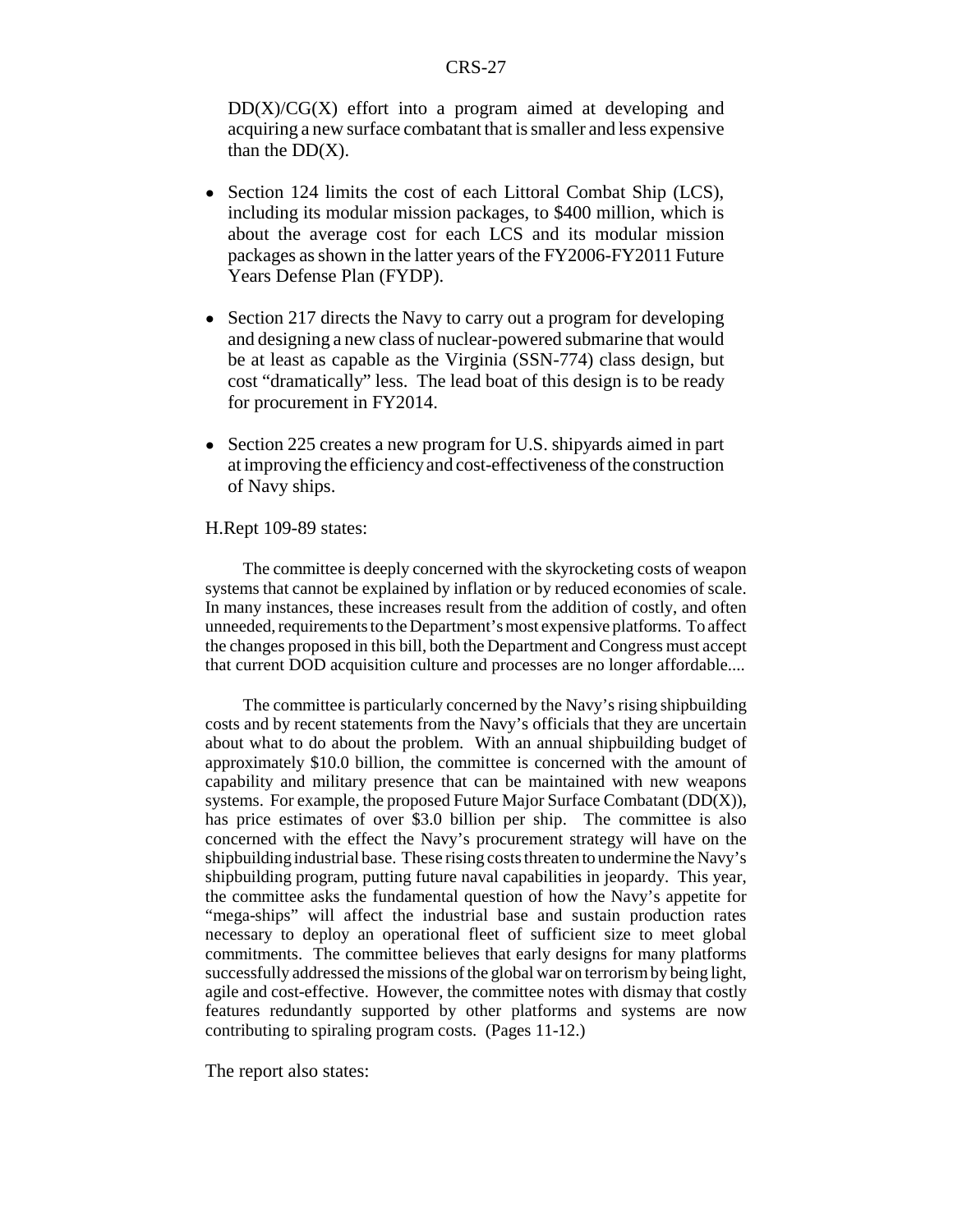DD(X)/CG(X) effort into a program aimed at developing and acquiring a new surface combatant that is smaller and less expensive than the DD(X).

- Section 124 limits the cost of each Littoral Combat Ship (LCS), including its modular mission packages, to $400 million, which is about the average cost for each LCS and its modular mission packages as shown in the latter years of the FY2006-FY2011 Future Years Defense Plan (FYDP).
- Section 217 directs the Navy to carry out a program for developing and designing a new class of nuclear-powered submarine that would be at least as capable as the Virginia (SSN-774) class design, but cost "dramatically" less. The lead boat of this design is to be ready for procurement in FY2014.
- Section 225 creates a new program for U.S. shipyards aimed in part at improving the efficiency and cost-effectiveness of the construction of Navy ships.

H.Rept 109-89 states:

> The committee is deeply concerned with the skyrocketing costs of weapon systems that cannot be explained by inflation or by reduced economies of scale. In many instances, these increases result from the addition of costly, and often unneeded, requirements to the Department's most expensive platforms. To affect the changes proposed in this bill, both the Department and Congress must accept that current DOD acquisition culture and processes are no longer affordable....
>
> The committee is particularly concerned by the Navy's rising shipbuilding costs and by recent statements from the Navy's officials that they are uncertain about what to do about the problem. With an annual shipbuilding budget of approximately $10.0 billion, the committee is concerned with the amount of capability and military presence that can be maintained with new weapons systems. For example, the proposed Future Major Surface Combatant (DD(X)), has price estimates of over $3.0 billion per ship. The committee is also concerned with the effect the Navy's procurement strategy will have on the shipbuilding industrial base. These rising costs threaten to undermine the Navy's shipbuilding program, putting future naval capabilities in jeopardy. This year, the committee asks the fundamental question of how the Navy's appetite for "mega-ships" will affect the industrial base and sustain production rates necessary to deploy an operational fleet of sufficient size to meet global commitments. The committee believes that early designs for many platforms successfully addressed the missions of the global war on terrorism by being light, agile and cost-effective. However, the committee notes with dismay that costly features redundantly supported by other platforms and systems are now contributing to spiraling program costs. (Pages 11-12.)

The report also states: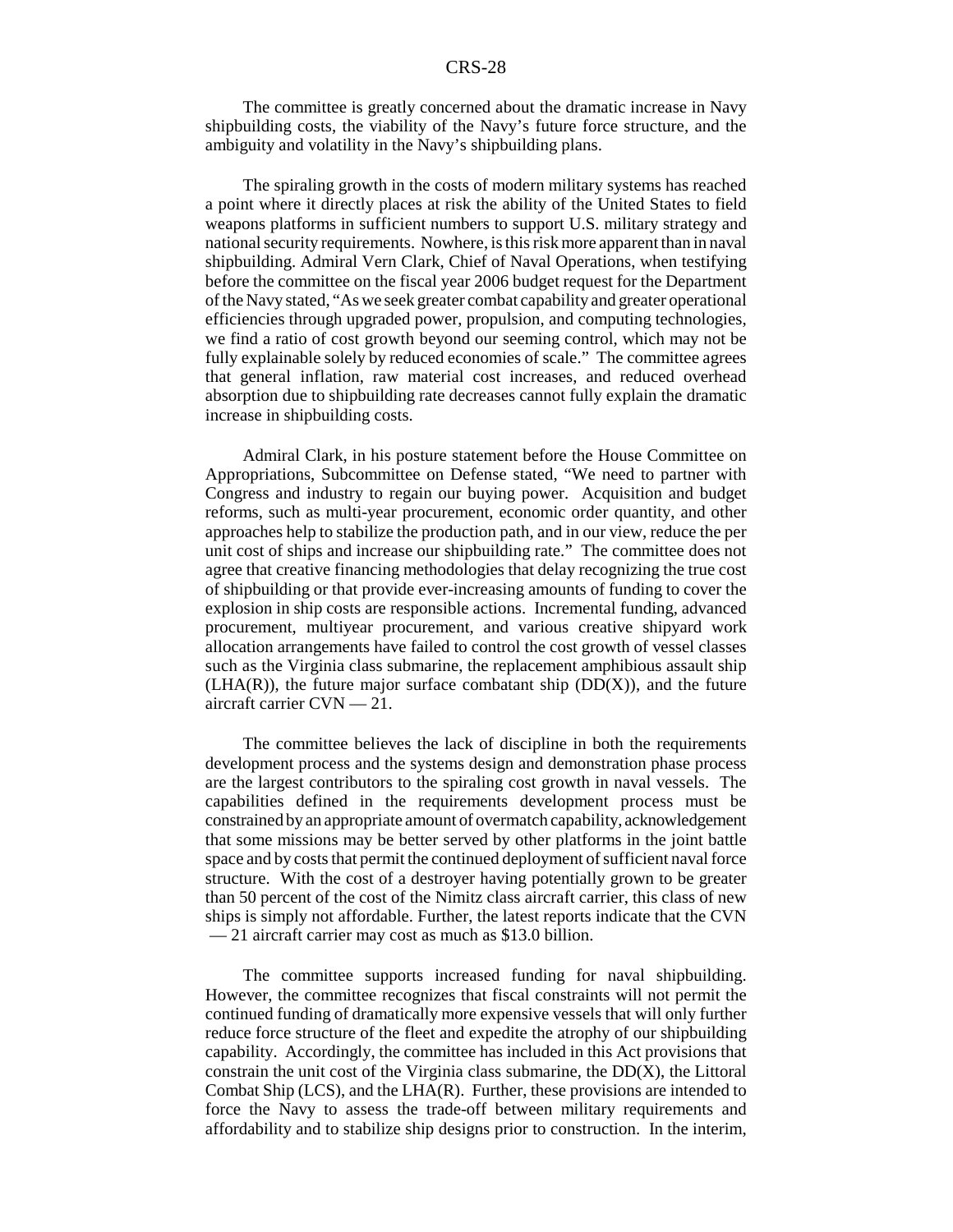The committee is greatly concerned about the dramatic increase in Navy shipbuilding costs, the viability of the Navy's future force structure, and the ambiguity and volatility in the Navy's shipbuilding plans.

The spiraling growth in the costs of modern military systems has reached a point where it directly places at risk the ability of the United States to field weapons platforms in sufficient numbers to support U.S. military strategy and national security requirements. Nowhere, is this risk more apparent than in naval shipbuilding. Admiral Vern Clark, Chief of Naval Operations, when testifying before the committee on the fiscal year 2006 budget request for the Department of the Navy stated, "As we seek greater combat capability and greater operational efficiencies through upgraded power, propulsion, and computing technologies, we find a ratio of cost growth beyond our seeming control, which may not be fully explainable solely by reduced economies of scale." The committee agrees that general inflation, raw material cost increases, and reduced overhead absorption due to shipbuilding rate decreases cannot fully explain the dramatic increase in shipbuilding costs.

Admiral Clark, in his posture statement before the House Committee on Appropriations, Subcommittee on Defense stated, "We need to partner with Congress and industry to regain our buying power. Acquisition and budget reforms, such as multi-year procurement, economic order quantity, and other approaches help to stabilize the production path, and in our view, reduce the per unit cost of ships and increase our shipbuilding rate." The committee does not agree that creative financing methodologies that delay recognizing the true cost of shipbuilding or that provide ever-increasing amounts of funding to cover the explosion in ship costs are responsible actions. Incremental funding, advanced procurement, multiyear procurement, and various creative shipyard work allocation arrangements have failed to control the cost growth of vessel classes such as the Virginia class submarine, the replacement amphibious assault ship (LHA(R)), the future major surface combatant ship (DD(X)), and the future aircraft carrier CVN — 21.

The committee believes the lack of discipline in both the requirements development process and the systems design and demonstration phase process are the largest contributors to the spiraling cost growth in naval vessels. The capabilities defined in the requirements development process must be constrained by an appropriate amount of overmatch capability, acknowledgement that some missions may be better served by other platforms in the joint battle space and by costs that permit the continued deployment of sufficient naval force structure. With the cost of a destroyer having potentially grown to be greater than 50 percent of the cost of the Nimitz class aircraft carrier, this class of new ships is simply not affordable. Further, the latest reports indicate that the CVN — 21 aircraft carrier may cost as much as \$13.0 billion.

The committee supports increased funding for naval shipbuilding. However, the committee recognizes that fiscal constraints will not permit the continued funding of dramatically more expensive vessels that will only further reduce force structure of the fleet and expedite the atrophy of our shipbuilding capability. Accordingly, the committee has included in this Act provisions that constrain the unit cost of the Virginia class submarine, the DD(X), the Littoral Combat Ship (LCS), and the LHA(R). Further, these provisions are intended to force the Navy to assess the trade-off between military requirements and affordability and to stabilize ship designs prior to construction. In the interim,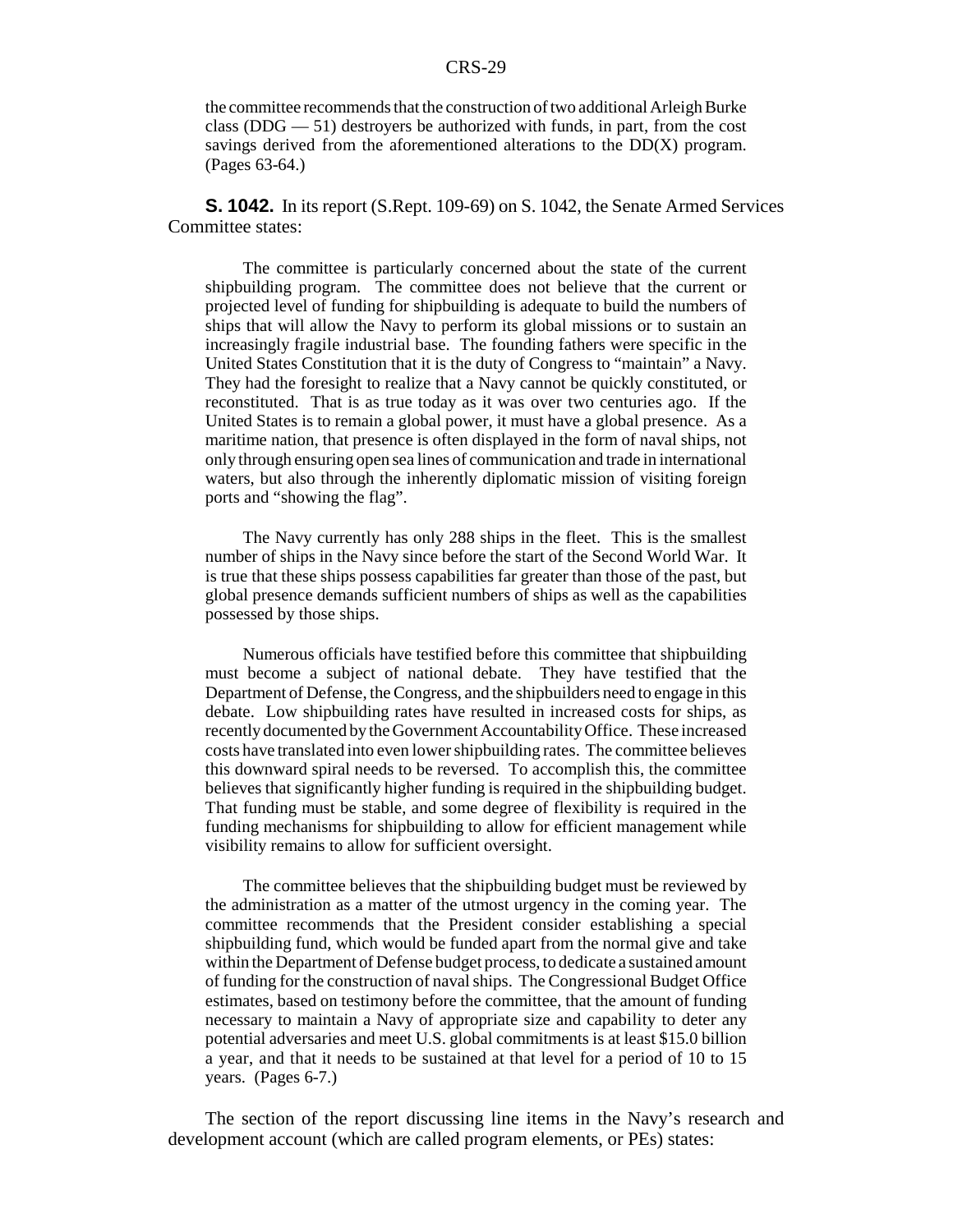the committee recommends that the construction of two additional Arleigh Burke class (DDG — 51) destroyers be authorized with funds, in part, from the cost savings derived from the aforementioned alterations to the DD(X) program. (Pages 63-64.)

**S. 1042.** In its report (S.Rept. 109-69) on S. 1042, the Senate Armed Services Committee states:

> The committee is particularly concerned about the state of the current shipbuilding program. The committee does not believe that the current or projected level of funding for shipbuilding is adequate to build the numbers of ships that will allow the Navy to perform its global missions or to sustain an increasingly fragile industrial base. The founding fathers were specific in the United States Constitution that it is the duty of Congress to "maintain" a Navy. They had the foresight to realize that a Navy cannot be quickly constituted, or reconstituted. That is as true today as it was over two centuries ago. If the United States is to remain a global power, it must have a global presence. As a maritime nation, that presence is often displayed in the form of naval ships, not only through ensuring open sea lines of communication and trade in international waters, but also through the inherently diplomatic mission of visiting foreign ports and "showing the flag".
>
> The Navy currently has only 288 ships in the fleet. This is the smallest number of ships in the Navy since before the start of the Second World War. It is true that these ships possess capabilities far greater than those of the past, but global presence demands sufficient numbers of ships as well as the capabilities possessed by those ships.
>
> Numerous officials have testified before this committee that shipbuilding must become a subject of national debate. They have testified that the Department of Defense, the Congress, and the shipbuilders need to engage in this debate. Low shipbuilding rates have resulted in increased costs for ships, as recently documented by the Government Accountability Office. These increased costs have translated into even lower shipbuilding rates. The committee believes this downward spiral needs to be reversed. To accomplish this, the committee believes that significantly higher funding is required in the shipbuilding budget. That funding must be stable, and some degree of flexibility is required in the funding mechanisms for shipbuilding to allow for efficient management while visibility remains to allow for sufficient oversight.
>
> The committee believes that the shipbuilding budget must be reviewed by the administration as a matter of the utmost urgency in the coming year. The committee recommends that the President consider establishing a special shipbuilding fund, which would be funded apart from the normal give and take within the Department of Defense budget process, to dedicate a sustained amount of funding for the construction of naval ships. The Congressional Budget Office estimates, based on testimony before the committee, that the amount of funding necessary to maintain a Navy of appropriate size and capability to deter any potential adversaries and meet U.S. global commitments is at least $15.0 billion a year, and that it needs to be sustained at that level for a period of 10 to 15 years. (Pages 6-7.)

The section of the report discussing line items in the Navy's research and development account (which are called program elements, or PEs) states: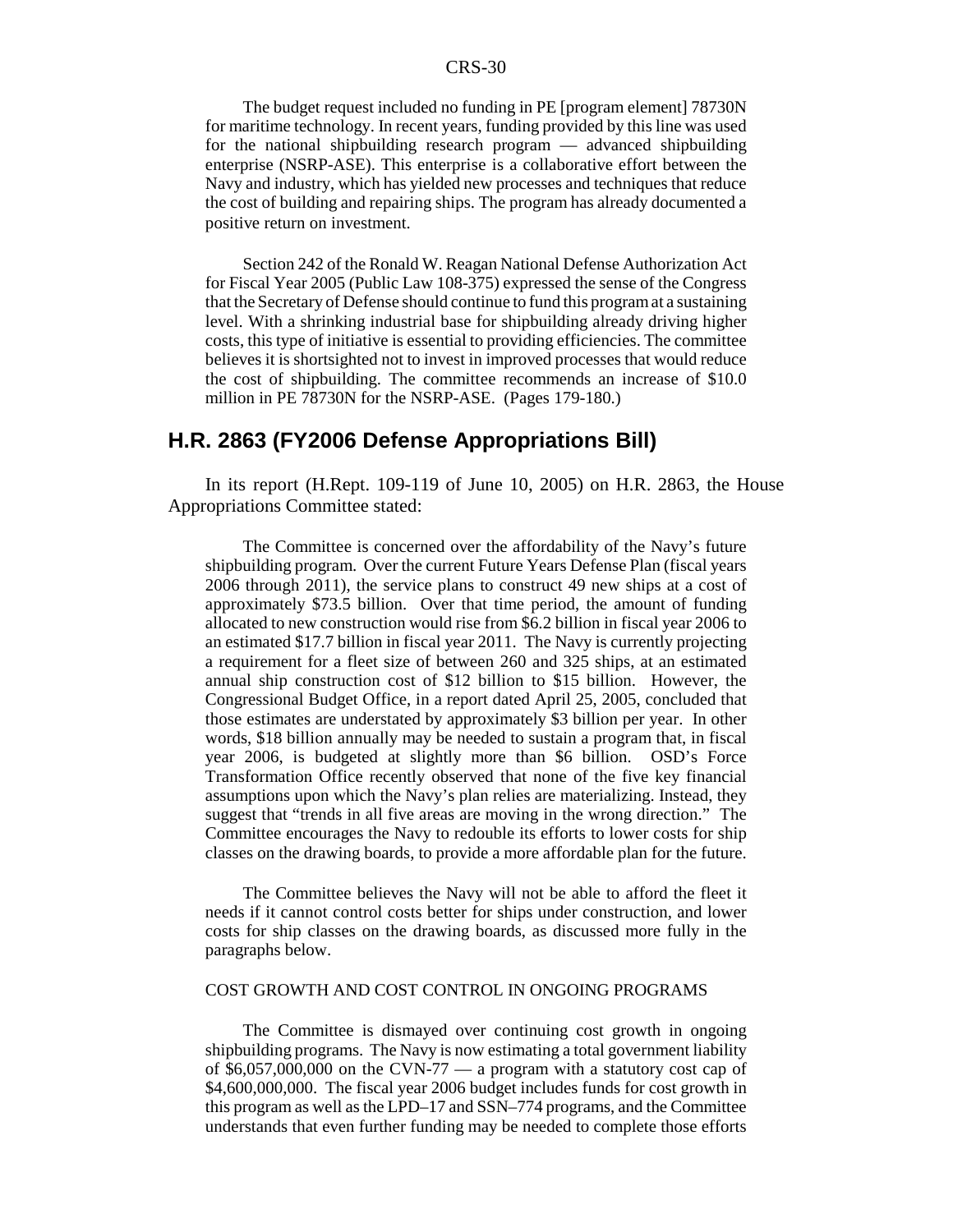The budget request included no funding in PE [program element] 78730N for maritime technology. In recent years, funding provided by this line was used for the national shipbuilding research program — advanced shipbuilding enterprise (NSRP-ASE). This enterprise is a collaborative effort between the Navy and industry, which has yielded new processes and techniques that reduce the cost of building and repairing ships. The program has already documented a positive return on investment.

Section 242 of the Ronald W. Reagan National Defense Authorization Act for Fiscal Year 2005 (Public Law 108-375) expressed the sense of the Congress that the Secretary of Defense should continue to fund this program at a sustaining level. With a shrinking industrial base for shipbuilding already driving higher costs, this type of initiative is essential to providing efficiencies. The committee believes it is shortsighted not to invest in improved processes that would reduce the cost of shipbuilding. The committee recommends an increase of $10.0 million in PE 78730N for the NSRP-ASE. (Pages 179-180.)

## H.R. 2863 (FY2006 Defense Appropriations Bill)

In its report (H.Rept. 109-119 of June 10, 2005) on H.R. 2863, the House Appropriations Committee stated:

The Committee is concerned over the affordability of the Navy's future shipbuilding program. Over the current Future Years Defense Plan (fiscal years 2006 through 2011), the service plans to construct 49 new ships at a cost of approximately $73.5 billion. Over that time period, the amount of funding allocated to new construction would rise from $6.2 billion in fiscal year 2006 to an estimated $17.7 billion in fiscal year 2011. The Navy is currently projecting a requirement for a fleet size of between 260 and 325 ships, at an estimated annual ship construction cost of $12 billion to $15 billion. However, the Congressional Budget Office, in a report dated April 25, 2005, concluded that those estimates are understated by approximately $3 billion per year. In other words, $18 billion annually may be needed to sustain a program that, in fiscal year 2006, is budgeted at slightly more than $6 billion. OSD's Force Transformation Office recently observed that none of the five key financial assumptions upon which the Navy's plan relies are materializing. Instead, they suggest that "trends in all five areas are moving in the wrong direction." The Committee encourages the Navy to redouble its efforts to lower costs for ship classes on the drawing boards, to provide a more affordable plan for the future.

The Committee believes the Navy will not be able to afford the fleet it needs if it cannot control costs better for ships under construction, and lower costs for ship classes on the drawing boards, as discussed more fully in the paragraphs below.

COST GROWTH AND COST CONTROL IN ONGOING PROGRAMS

The Committee is dismayed over continuing cost growth in ongoing shipbuilding programs. The Navy is now estimating a total government liability of $6,057,000,000 on the CVN-77 — a program with a statutory cost cap of $4,600,000,000. The fiscal year 2006 budget includes funds for cost growth in this program as well as the LPD–17 and SSN–774 programs, and the Committee understands that even further funding may be needed to complete those efforts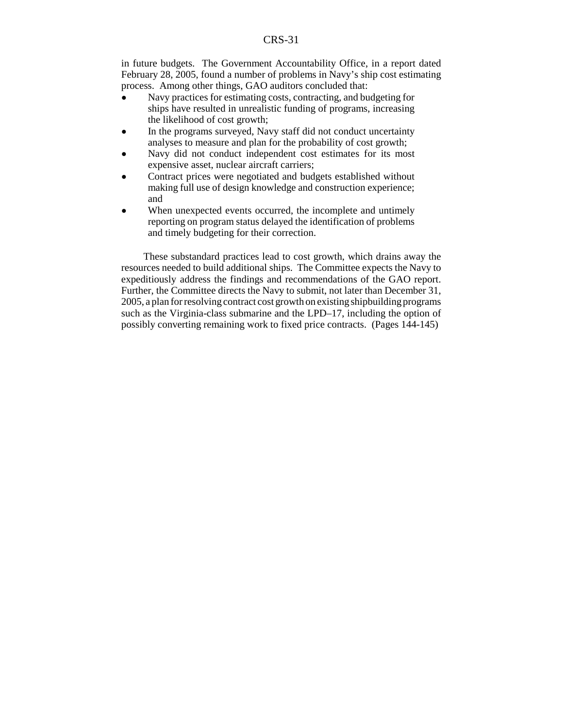in future budgets. The Government Accountability Office, in a report dated February 28, 2005, found a number of problems in Navy's ship cost estimating process. Among other things, GAO auditors concluded that:

- Navy practices for estimating costs, contracting, and budgeting for ships have resulted in unrealistic funding of programs, increasing the likelihood of cost growth;
- In the programs surveyed, Navy staff did not conduct uncertainty analyses to measure and plan for the probability of cost growth;
- Navy did not conduct independent cost estimates for its most expensive asset, nuclear aircraft carriers;
- Contract prices were negotiated and budgets established without making full use of design knowledge and construction experience; and
- When unexpected events occurred, the incomplete and untimely reporting on program status delayed the identification of problems and timely budgeting for their correction.

These substandard practices lead to cost growth, which drains away the resources needed to build additional ships. The Committee expects the Navy to expeditiously address the findings and recommendations of the GAO report. Further, the Committee directs the Navy to submit, not later than December 31, 2005, a plan for resolving contract cost growth on existing shipbuilding programs such as the Virginia-class submarine and the LPD–17, including the option of possibly converting remaining work to fixed price contracts. (Pages 144-145)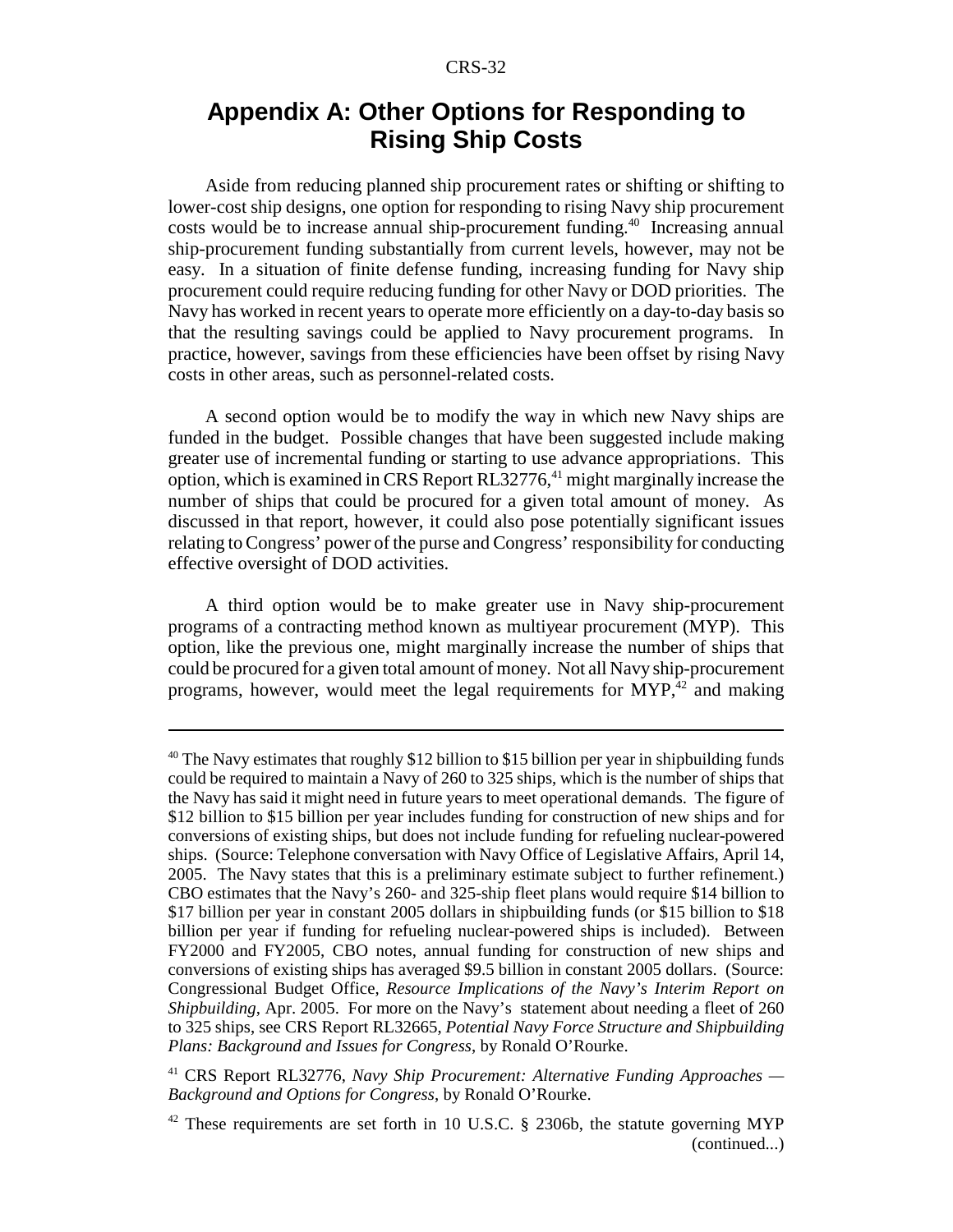# Appendix A: Other Options for Responding to Rising Ship Costs

Aside from reducing planned ship procurement rates or shifting or shifting to lower-cost ship designs, one option for responding to rising Navy ship procurement costs would be to increase annual ship-procurement funding.[40] Increasing annual ship-procurement funding substantially from current levels, however, may not be easy. In a situation of finite defense funding, increasing funding for Navy ship procurement could require reducing funding for other Navy or DOD priorities. The Navy has worked in recent years to operate more efficiently on a day-to-day basis so that the resulting savings could be applied to Navy procurement programs. In practice, however, savings from these efficiencies have been offset by rising Navy costs in other areas, such as personnel-related costs.

A second option would be to modify the way in which new Navy ships are funded in the budget. Possible changes that have been suggested include making greater use of incremental funding or starting to use advance appropriations. This option, which is examined in CRS Report RL32776,[41] might marginally increase the number of ships that could be procured for a given total amount of money. As discussed in that report, however, it could also pose potentially significant issues relating to Congress' power of the purse and Congress' responsibility for conducting effective oversight of DOD activities.

A third option would be to make greater use in Navy ship-procurement programs of a contracting method known as multiyear procurement (MYP). This option, like the previous one, might marginally increase the number of ships that could be procured for a given total amount of money. Not all Navy ship-procurement programs, however, would meet the legal requirements for MYP,[42] and making

---

[40] The Navy estimates that roughly $12 billion to $15 billion per year in shipbuilding funds could be required to maintain a Navy of 260 to 325 ships, which is the number of ships that the Navy has said it might need in future years to meet operational demands. The figure of $12 billion to $15 billion per year includes funding for construction of new ships and for conversions of existing ships, but does not include funding for refueling nuclear-powered ships. (Source: Telephone conversation with Navy Office of Legislative Affairs, April 14, 2005. The Navy states that this is a preliminary estimate subject to further refinement.) CBO estimates that the Navy's 260- and 325-ship fleet plans would require $14 billion to $17 billion per year in constant 2005 dollars in shipbuilding funds (or $15 billion to $18 billion per year if funding for refueling nuclear-powered ships is included). Between FY2000 and FY2005, CBO notes, annual funding for construction of new ships and conversions of existing ships has averaged $9.5 billion in constant 2005 dollars. (Source: Congressional Budget Office, *Resource Implications of the Navy's Interim Report on Shipbuilding*, Apr. 2005. For more on the Navy's statement about needing a fleet of 260 to 325 ships, see CRS Report RL32665, *Potential Navy Force Structure and Shipbuilding Plans: Background and Issues for Congress*, by Ronald O'Rourke.

[41] CRS Report RL32776, *Navy Ship Procurement: Alternative Funding Approaches — Background and Options for Congress*, by Ronald O'Rourke.

[42] These requirements are set forth in 10 U.S.C. § 2306b, the statute governing MYP (continued...)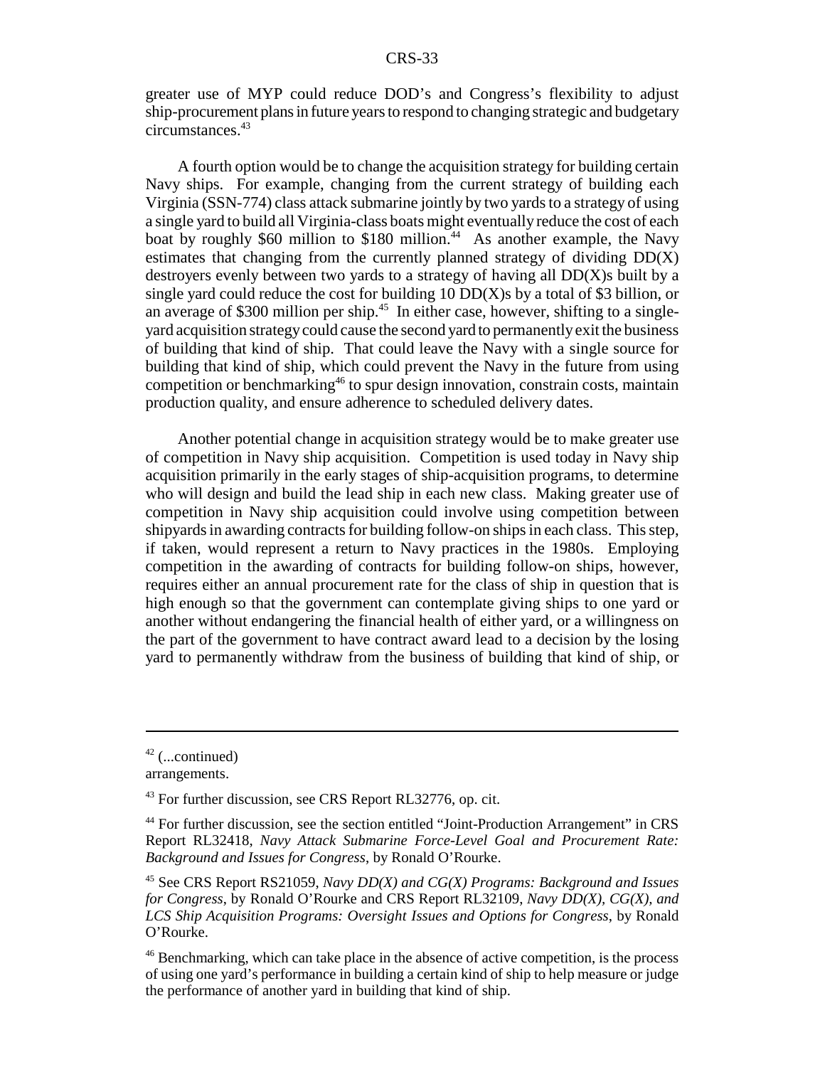greater use of MYP could reduce DOD's and Congress's flexibility to adjust ship-procurement plans in future years to respond to changing strategic and budgetary circumstances.[43]

A fourth option would be to change the acquisition strategy for building certain Navy ships. For example, changing from the current strategy of building each Virginia (SSN-774) class attack submarine jointly by two yards to a strategy of using a single yard to build all Virginia-class boats might eventually reduce the cost of each boat by roughly $60 million to $180 million.[44] As another example, the Navy estimates that changing from the currently planned strategy of dividing DD(X) destroyers evenly between two yards to a strategy of having all DD(X)s built by a single yard could reduce the cost for building 10 DD(X)s by a total of $3 billion, or an average of $300 million per ship.[45] In either case, however, shifting to a single-yard acquisition strategy could cause the second yard to permanently exit the business of building that kind of ship. That could leave the Navy with a single source for building that kind of ship, which could prevent the Navy in the future from using competition or benchmarking[46] to spur design innovation, constrain costs, maintain production quality, and ensure adherence to scheduled delivery dates.

Another potential change in acquisition strategy would be to make greater use of competition in Navy ship acquisition. Competition is used today in Navy ship acquisition primarily in the early stages of ship-acquisition programs, to determine who will design and build the lead ship in each new class. Making greater use of competition in Navy ship acquisition could involve using competition between shipyards in awarding contracts for building follow-on ships in each class. This step, if taken, would represent a return to Navy practices in the 1980s. Employing competition in the awarding of contracts for building follow-on ships, however, requires either an annual procurement rate for the class of ship in question that is high enough so that the government can contemplate giving ships to one yard or another without endangering the financial health of either yard, or a willingness on the part of the government to have contract award lead to a decision by the losing yard to permanently withdraw from the business of building that kind of ship, or

---

[42] (...continued) arrangements.

[43] For further discussion, see CRS Report RL32776, op. cit.

[44] For further discussion, see the section entitled "Joint-Production Arrangement" in CRS Report RL32418, *Navy Attack Submarine Force-Level Goal and Procurement Rate: Background and Issues for Congress*, by Ronald O'Rourke.

[45] See CRS Report RS21059, *Navy DD(X) and CG(X) Programs: Background and Issues for Congress*, by Ronald O'Rourke and CRS Report RL32109, *Navy DD(X), CG(X), and LCS Ship Acquisition Programs: Oversight Issues and Options for Congress*, by Ronald O'Rourke.

[46] Benchmarking, which can take place in the absence of active competition, is the process of using one yard's performance in building a certain kind of ship to help measure or judge the performance of another yard in building that kind of ship.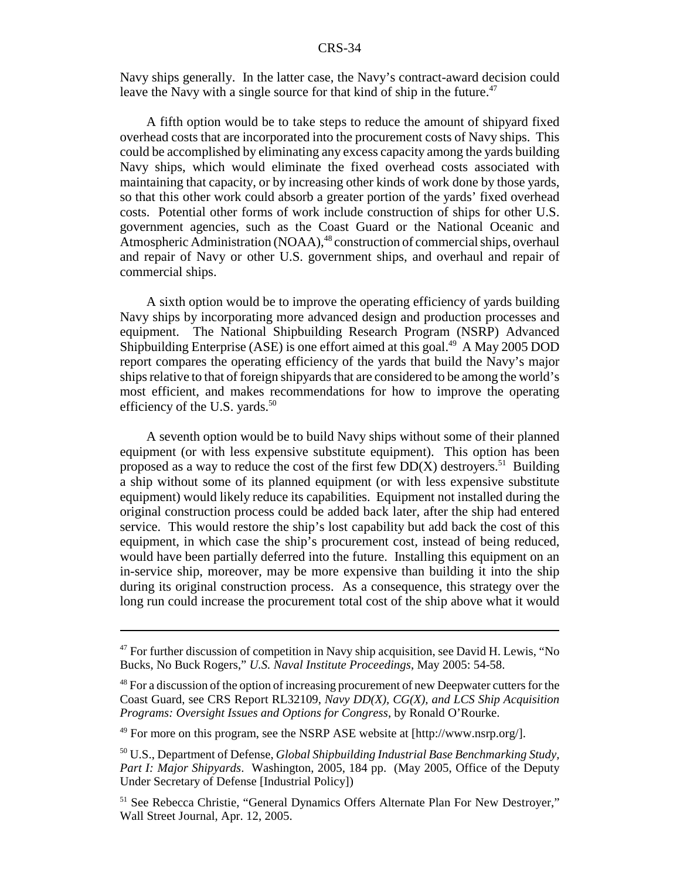Navy ships generally. In the latter case, the Navy's contract-award decision could leave the Navy with a single source for that kind of ship in the future.[47]

A fifth option would be to take steps to reduce the amount of shipyard fixed overhead costs that are incorporated into the procurement costs of Navy ships. This could be accomplished by eliminating any excess capacity among the yards building Navy ships, which would eliminate the fixed overhead costs associated with maintaining that capacity, or by increasing other kinds of work done by those yards, so that this other work could absorb a greater portion of the yards' fixed overhead costs. Potential other forms of work include construction of ships for other U.S. government agencies, such as the Coast Guard or the National Oceanic and Atmospheric Administration (NOAA),[48] construction of commercial ships, overhaul and repair of Navy or other U.S. government ships, and overhaul and repair of commercial ships.

A sixth option would be to improve the operating efficiency of yards building Navy ships by incorporating more advanced design and production processes and equipment. The National Shipbuilding Research Program (NSRP) Advanced Shipbuilding Enterprise (ASE) is one effort aimed at this goal.[49] A May 2005 DOD report compares the operating efficiency of the yards that build the Navy's major ships relative to that of foreign shipyards that are considered to be among the world's most efficient, and makes recommendations for how to improve the operating efficiency of the U.S. yards.[50]

A seventh option would be to build Navy ships without some of their planned equipment (or with less expensive substitute equipment). This option has been proposed as a way to reduce the cost of the first few DD(X) destroyers.[51] Building a ship without some of its planned equipment (or with less expensive substitute equipment) would likely reduce its capabilities. Equipment not installed during the original construction process could be added back later, after the ship had entered service. This would restore the ship's lost capability but add back the cost of this equipment, in which case the ship's procurement cost, instead of being reduced, would have been partially deferred into the future. Installing this equipment on an in-service ship, moreover, may be more expensive than building it into the ship during its original construction process. As a consequence, this strategy over the long run could increase the procurement total cost of the ship above what it would

---

[47] For further discussion of competition in Navy ship acquisition, see David H. Lewis, "No Bucks, No Buck Rogers," *U.S. Naval Institute Proceedings*, May 2005: 54-58.

[48] For a discussion of the option of increasing procurement of new Deepwater cutters for the Coast Guard, see CRS Report RL32109, *Navy DD(X), CG(X), and LCS Ship Acquisition Programs: Oversight Issues and Options for Congress*, by Ronald O'Rourke.

[49] For more on this program, see the NSRP ASE website at [http://www.nsrp.org/].

[50] U.S., Department of Defense, *Global Shipbuilding Industrial Base Benchmarking Study, Part I: Major Shipyards*. Washington, 2005, 184 pp. (May 2005, Office of the Deputy Under Secretary of Defense [Industrial Policy])

[51] See Rebecca Christie, "General Dynamics Offers Alternate Plan For New Destroyer," Wall Street Journal, Apr. 12, 2005.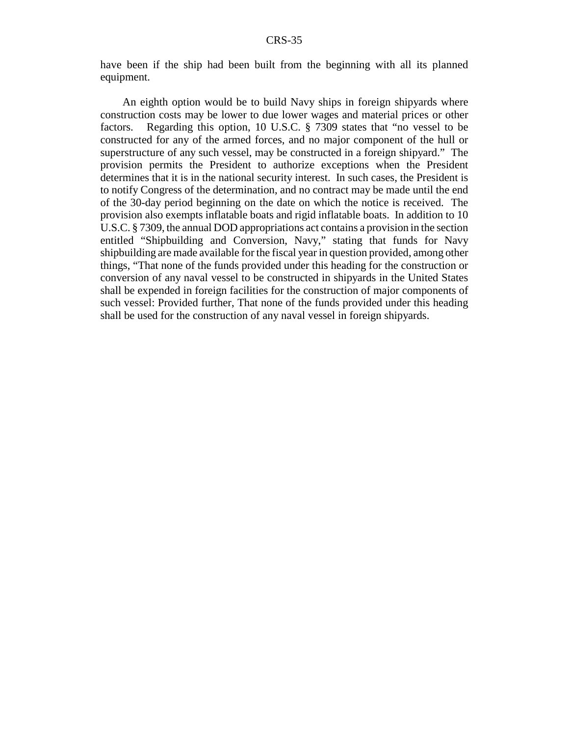have been if the ship had been built from the beginning with all its planned equipment.

An eighth option would be to build Navy ships in foreign shipyards where construction costs may be lower to due lower wages and material prices or other factors. Regarding this option, 10 U.S.C. § 7309 states that "no vessel to be constructed for any of the armed forces, and no major component of the hull or superstructure of any such vessel, may be constructed in a foreign shipyard." The provision permits the President to authorize exceptions when the President determines that it is in the national security interest. In such cases, the President is to notify Congress of the determination, and no contract may be made until the end of the 30-day period beginning on the date on which the notice is received. The provision also exempts inflatable boats and rigid inflatable boats. In addition to 10 U.S.C. § 7309, the annual DOD appropriations act contains a provision in the section entitled "Shipbuilding and Conversion, Navy," stating that funds for Navy shipbuilding are made available for the fiscal year in question provided, among other things, "That none of the funds provided under this heading for the construction or conversion of any naval vessel to be constructed in shipyards in the United States shall be expended in foreign facilities for the construction of major components of such vessel: Provided further, That none of the funds provided under this heading shall be used for the construction of any naval vessel in foreign shipyards.